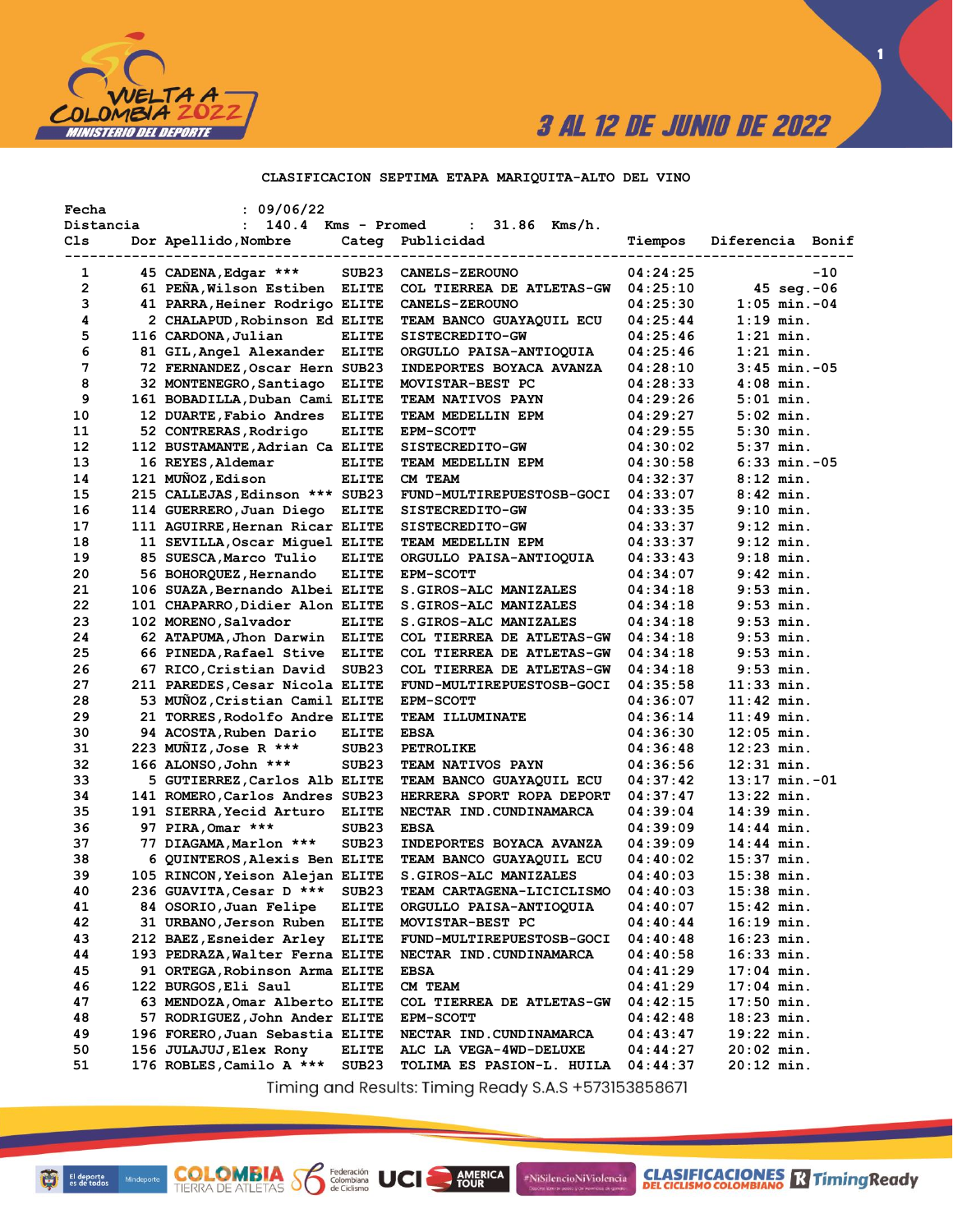VUELTA A COLOMBIA 2022
MINISTERIO DEL DEPORTE

3 AL 12 DE JUNIO DE 2022

## CLASIFICACION SEPTIMA ETAPA MARIQUITA-ALTO DEL VINO

Fecha : 09/06/22
Distancia : 140.4 Kms - Promed : 31.86 Kms/h.

| Cls | Dor | Apellido,Nombre | Categ | Publicidad | Tiempos | Diferencia | Bonif |
|---|---|---|---|---|---|---|---|
| 1 | 45 | CADENA,Edgar *** | SUB23 | CANELS-ZEROUNO | 04:24:25 | | -10 |
| 2 | 61 | PEÑA,Wilson Estiben | ELITE | COL TIERREA DE ATLETAS-GW | 04:25:10 | 45 seg. | -06 |
| 3 | 41 | PARRA,Heiner Rodrigo | ELITE | CANELS-ZEROUNO | 04:25:30 | 1:05 min. | -04 |
| 4 | 2 | CHALAPUD,Robinson Ed | ELITE | TEAM BANCO GUAYAQUIL ECU | 04:25:44 | 1:19 min. | |
| 5 | 116 | CARDONA,Julian | ELITE | SISTECREDITO-GW | 04:25:46 | 1:21 min. | |
| 6 | 81 | GIL,Angel Alexander | ELITE | ORGULLO PAISA-ANTIOQUIA | 04:25:46 | 1:21 min. | |
| 7 | 72 | FERNANDEZ,Oscar Hern | SUB23 | INDEPORTES BOYACA AVANZA | 04:28:10 | 3:45 min. | -05 |
| 8 | 32 | MONTENEGRO,Santiago | ELITE | MOVISTAR-BEST PC | 04:28:33 | 4:08 min. | |
| 9 | 161 | BOBADILLA,Duban Cami | ELITE | TEAM NATIVOS PAYN | 04:29:26 | 5:01 min. | |
| 10 | 12 | DUARTE,Fabio Andres | ELITE | TEAM MEDELLIN EPM | 04:29:27 | 5:02 min. | |
| 11 | 52 | CONTRERAS,Rodrigo | ELITE | EPM-SCOTT | 04:29:55 | 5:30 min. | |
| 12 | 112 | BUSTAMANTE,Adrian Ca | ELITE | SISTECREDITO-GW | 04:30:02 | 5:37 min. | |
| 13 | 16 | REYES,Aldemar | ELITE | TEAM MEDELLIN EPM | 04:30:58 | 6:33 min. | -05 |
| 14 | 121 | MUÑOZ,Edison | ELITE | CM TEAM | 04:32:37 | 8:12 min. | |
| 15 | 215 | CALLEJAS,Edinson *** | SUB23 | FUND-MULTIREPUESTOSB-GOCI | 04:33:07 | 8:42 min. | |
| 16 | 114 | GUERRERO,Juan Diego | ELITE | SISTECREDITO-GW | 04:33:35 | 9:10 min. | |
| 17 | 111 | AGUIRRE,Hernan Ricar | ELITE | SISTECREDITO-GW | 04:33:37 | 9:12 min. | |
| 18 | 11 | SEVILLA,Oscar Miguel | ELITE | TEAM MEDELLIN EPM | 04:33:37 | 9:12 min. | |
| 19 | 85 | SUESCA,Marco Tulio | ELITE | ORGULLO PAISA-ANTIOQUIA | 04:33:43 | 9:18 min. | |
| 20 | 56 | BOHORQUEZ,Hernando | ELITE | EPM-SCOTT | 04:34:07 | 9:42 min. | |
| 21 | 106 | SUAZA,Bernando Albei | ELITE | S.GIROS-ALC MANIZALES | 04:34:18 | 9:53 min. | |
| 22 | 101 | CHAPARRO,Didier Alon | ELITE | S.GIROS-ALC MANIZALES | 04:34:18 | 9:53 min. | |
| 23 | 102 | MORENO,Salvador | ELITE | S.GIROS-ALC MANIZALES | 04:34:18 | 9:53 min. | |
| 24 | 62 | ATAPUMA,Jhon Darwin | ELITE | COL TIERREA DE ATLETAS-GW | 04:34:18 | 9:53 min. | |
| 25 | 66 | PINEDA,Rafael Stive | ELITE | COL TIERREA DE ATLETAS-GW | 04:34:18 | 9:53 min. | |
| 26 | 67 | RICO,Cristian David | SUB23 | COL TIERREA DE ATLETAS-GW | 04:34:18 | 9:53 min. | |
| 27 | 211 | PAREDES,Cesar Nicola | ELITE | FUND-MULTIREPUESTOSB-GOCI | 04:35:58 | 11:33 min. | |
| 28 | 53 | MUÑOZ,Cristian Camil | ELITE | EPM-SCOTT | 04:36:07 | 11:42 min. | |
| 29 | 21 | TORRES,Rodolfo Andre | ELITE | TEAM ILLUMINATE | 04:36:14 | 11:49 min. | |
| 30 | 94 | ACOSTA,Ruben Dario | ELITE | EBSA | 04:36:30 | 12:05 min. | |
| 31 | 223 | MUÑIZ,Jose R *** | SUB23 | PETROLIKE | 04:36:48 | 12:23 min. | |
| 32 | 166 | ALONSO,John *** | SUB23 | TEAM NATIVOS PAYN | 04:36:56 | 12:31 min. | |
| 33 | 5 | GUTIERREZ,Carlos Alb | ELITE | TEAM BANCO GUAYAQUIL ECU | 04:37:42 | 13:17 min. | -01 |
| 34 | 141 | ROMERO,Carlos Andres | SUB23 | HERRERA SPORT ROPA DEPORT | 04:37:47 | 13:22 min. | |
| 35 | 191 | SIERRA,Yecid Arturo | ELITE | NECTAR IND.CUNDINAMARCA | 04:39:04 | 14:39 min. | |
| 36 | 97 | PIRA,Omar *** | SUB23 | EBSA | 04:39:09 | 14:44 min. | |
| 37 | 77 | DIAGAMA,Marlon *** | SUB23 | INDEPORTES BOYACA AVANZA | 04:39:09 | 14:44 min. | |
| 38 | 6 | QUINTEROS,Alexis Ben | ELITE | TEAM BANCO GUAYAQUIL ECU | 04:40:02 | 15:37 min. | |
| 39 | 105 | RINCON,Yeison Alejan | ELITE | S.GIROS-ALC MANIZALES | 04:40:03 | 15:38 min. | |
| 40 | 236 | GUAVITA,Cesar D *** | SUB23 | TEAM CARTAGENA-LICICLISMO | 04:40:03 | 15:38 min. | |
| 41 | 84 | OSORIO,Juan Felipe | ELITE | ORGULLO PAISA-ANTIOQUIA | 04:40:07 | 15:42 min. | |
| 42 | 31 | URBANO,Jerson Ruben | ELITE | MOVISTAR-BEST PC | 04:40:44 | 16:19 min. | |
| 43 | 212 | BAEZ,Esneider Arley | ELITE | FUND-MULTIREPUESTOSB-GOCI | 04:40:48 | 16:23 min. | |
| 44 | 193 | PEDRAZA,Walter Ferna | ELITE | NECTAR IND.CUNDINAMARCA | 04:40:58 | 16:33 min. | |
| 45 | 91 | ORTEGA,Robinson Arma | ELITE | EBSA | 04:41:29 | 17:04 min. | |
| 46 | 122 | BURGOS,Eli Saul | ELITE | CM TEAM | 04:41:29 | 17:04 min. | |
| 47 | 63 | MENDOZA,Omar Alberto | ELITE | COL TIERREA DE ATLETAS-GW | 04:42:15 | 17:50 min. | |
| 48 | 57 | RODRIGUEZ,John Ander | ELITE | EPM-SCOTT | 04:42:48 | 18:23 min. | |
| 49 | 196 | FORERO,Juan Sebastia | ELITE | NECTAR IND.CUNDINAMARCA | 04:43:47 | 19:22 min. | |
| 50 | 156 | JULAJUJ,Elex Rony | ELITE | ALC LA VEGA-4WD-DELUXE | 04:44:27 | 20:02 min. | |
| 51 | 176 | ROBLES,Camilo A *** | SUB23 | TOLIMA ES PASION-L. HUILA | 04:44:37 | 20:12 min. | |

Timing and Results: Timing Ready S.A.S +573153858671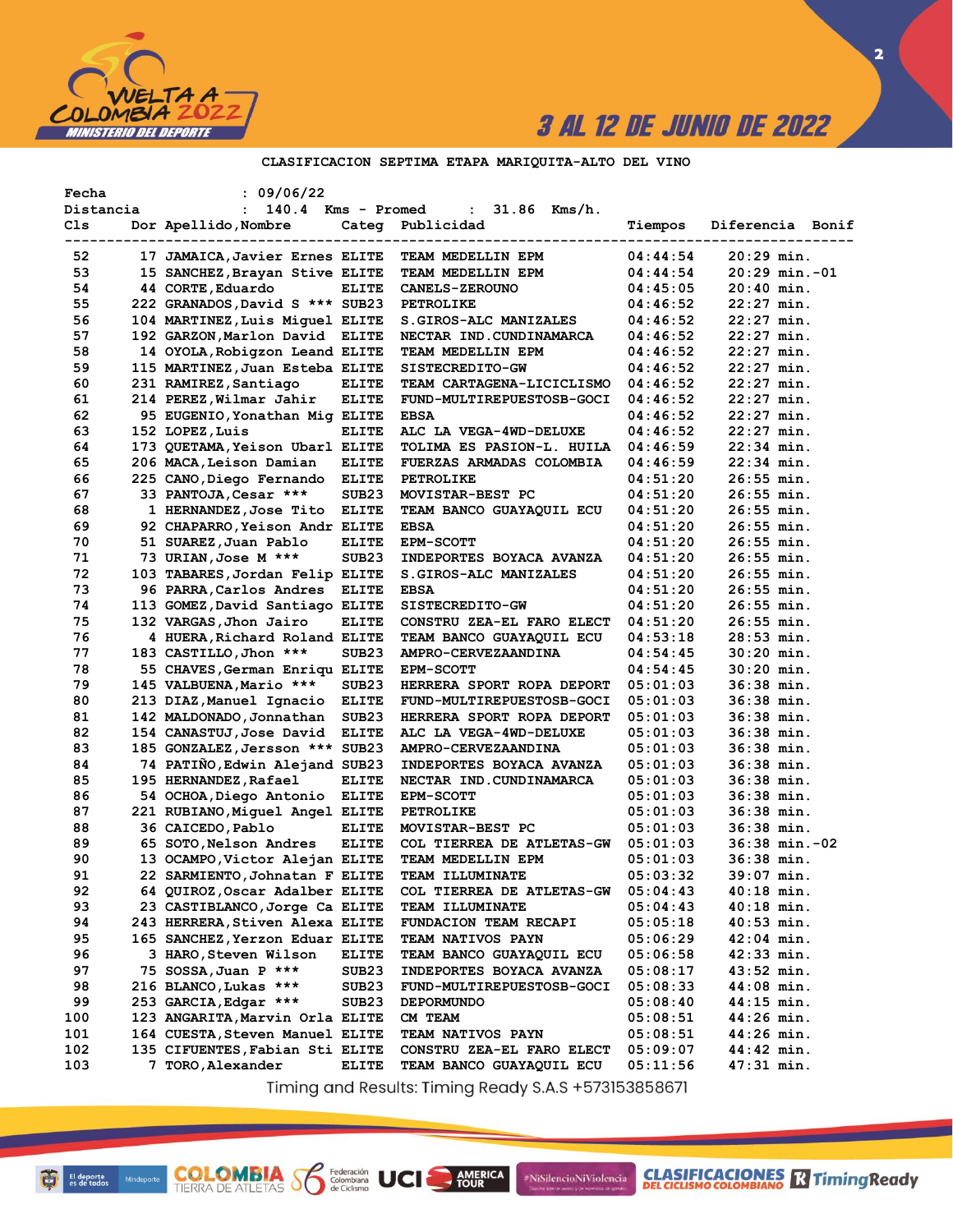3 AL 12 DE JUNIO DE 2022

## CLASIFICACION SEPTIMA ETAPA MARIQUITA-ALTO DEL VINO

Fecha : 09/06/22
Distancia : 140.4 Kms - Promed : 31.86 Kms/h.

| Cls | Dor | Apellido,Nombre | Categ | Publicidad | Tiempos | Diferencia | Bonif |
|---|---|---|---|---|---|---|---|
| 52 | 17 | JAMAICA,Javier Ernes | ELITE | TEAM MEDELLIN EPM | 04:44:54 | 20:29 min. | |
| 53 | 15 | SANCHEZ,Brayan Stive | ELITE | TEAM MEDELLIN EPM | 04:44:54 | 20:29 min. | -01 |
| 54 | 44 | CORTE,Eduardo | ELITE | CANELS-ZEROUNO | 04:45:05 | 20:40 min. | |
| 55 | 222 | GRANADOS,David S *** | SUB23 | PETROLIKE | 04:46:52 | 22:27 min. | |
| 56 | 104 | MARTINEZ,Luis Miguel | ELITE | S.GIROS-ALC MANIZALES | 04:46:52 | 22:27 min. | |
| 57 | 192 | GARZON,Marlon David | ELITE | NECTAR IND.CUNDINAMARCA | 04:46:52 | 22:27 min. | |
| 58 | 14 | OYOLA,Robigzon Leand | ELITE | TEAM MEDELLIN EPM | 04:46:52 | 22:27 min. | |
| 59 | 115 | MARTINEZ,Juan Esteba | ELITE | SISTECREDITO-GW | 04:46:52 | 22:27 min. | |
| 60 | 231 | RAMIREZ,Santiago | ELITE | TEAM CARTAGENA-LICICLISMO | 04:46:52 | 22:27 min. | |
| 61 | 214 | PEREZ,Wilmar Jahir | ELITE | FUND-MULTIREPUESTOSB-GOCI | 04:46:52 | 22:27 min. | |
| 62 | 95 | EUGENIO,Yonathan Mig | ELITE | EBSA | 04:46:52 | 22:27 min. | |
| 63 | 152 | LOPEZ,Luis | ELITE | ALC LA VEGA-4WD-DELUXE | 04:46:52 | 22:27 min. | |
| 64 | 173 | QUETAMA,Yeison Ubarl | ELITE | TOLIMA ES PASION-L. HUILA | 04:46:59 | 22:34 min. | |
| 65 | 206 | MACA,Leison Damian | ELITE | FUERZAS ARMADAS COLOMBIA | 04:46:59 | 22:34 min. | |
| 66 | 225 | CANO,Diego Fernando | ELITE | PETROLIKE | 04:51:20 | 26:55 min. | |
| 67 | 33 | PANTOJA,Cesar *** | SUB23 | MOVISTAR-BEST PC | 04:51:20 | 26:55 min. | |
| 68 | 1 | HERNANDEZ,Jose Tito | ELITE | TEAM BANCO GUAYAQUIL ECU | 04:51:20 | 26:55 min. | |
| 69 | 92 | CHAPARRO,Yeison Andr | ELITE | EBSA | 04:51:20 | 26:55 min. | |
| 70 | 51 | SUAREZ,Juan Pablo | ELITE | EPM-SCOTT | 04:51:20 | 26:55 min. | |
| 71 | 73 | URIAN,Jose M *** | SUB23 | INDEPORTES BOYACA AVANZA | 04:51:20 | 26:55 min. | |
| 72 | 103 | TABARES,Jordan Felip | ELITE | S.GIROS-ALC MANIZALES | 04:51:20 | 26:55 min. | |
| 73 | 96 | PARRA,Carlos Andres | ELITE | EBSA | 04:51:20 | 26:55 min. | |
| 74 | 113 | GOMEZ,David Santiago | ELITE | SISTECREDITO-GW | 04:51:20 | 26:55 min. | |
| 75 | 132 | VARGAS,Jhon Jairo | ELITE | CONSTRU ZEA-EL FARO ELECT | 04:51:20 | 26:55 min. | |
| 76 | 4 | HUERA,Richard Roland | ELITE | TEAM BANCO GUAYAQUIL ECU | 04:53:18 | 28:53 min. | |
| 77 | 183 | CASTILLO,Jhon *** | SUB23 | AMPRO-CERVEZAANDINA | 04:54:45 | 30:20 min. | |
| 78 | 55 | CHAVES,German Enriqu | ELITE | EPM-SCOTT | 04:54:45 | 30:20 min. | |
| 79 | 145 | VALBUENA,Mario *** | SUB23 | HERRERA SPORT ROPA DEPORT | 05:01:03 | 36:38 min. | |
| 80 | 213 | DIAZ,Manuel Ignacio | ELITE | FUND-MULTIREPUESTOSB-GOCI | 05:01:03 | 36:38 min. | |
| 81 | 142 | MALDONADO,Jonnathan | SUB23 | HERRERA SPORT ROPA DEPORT | 05:01:03 | 36:38 min. | |
| 82 | 154 | CANASTUJ,Jose David | ELITE | ALC LA VEGA-4WD-DELUXE | 05:01:03 | 36:38 min. | |
| 83 | 185 | GONZALEZ,Jersson *** | SUB23 | AMPRO-CERVEZAANDINA | 05:01:03 | 36:38 min. | |
| 84 | 74 | PATIÑO,Edwin Alejand | SUB23 | INDEPORTES BOYACA AVANZA | 05:01:03 | 36:38 min. | |
| 85 | 195 | HERNANDEZ,Rafael | ELITE | NECTAR IND.CUNDINAMARCA | 05:01:03 | 36:38 min. | |
| 86 | 54 | OCHOA,Diego Antonio | ELITE | EPM-SCOTT | 05:01:03 | 36:38 min. | |
| 87 | 221 | RUBIANO,Miguel Angel | ELITE | PETROLIKE | 05:01:03 | 36:38 min. | |
| 88 | 36 | CAICEDO,Pablo | ELITE | MOVISTAR-BEST PC | 05:01:03 | 36:38 min. | |
| 89 | 65 | SOTO,Nelson Andres | ELITE | COL TIERREA DE ATLETAS-GW | 05:01:03 | 36:38 min. | -02 |
| 90 | 13 | OCAMPO,Victor Alejan | ELITE | TEAM MEDELLIN EPM | 05:01:03 | 36:38 min. | |
| 91 | 22 | SARMIENTO,Johnatan F | ELITE | TEAM ILLUMINATE | 05:03:32 | 39:07 min. | |
| 92 | 64 | QUIROZ,Oscar Adalber | ELITE | COL TIERREA DE ATLETAS-GW | 05:04:43 | 40:18 min. | |
| 93 | 23 | CASTIBLANCO,Jorge Ca | ELITE | TEAM ILLUMINATE | 05:04:43 | 40:18 min. | |
| 94 | 243 | HERRERA,Stiven Alexa | ELITE | FUNDACION TEAM RECAPI | 05:05:18 | 40:53 min. | |
| 95 | 165 | SANCHEZ,Yerzon Eduar | ELITE | TEAM NATIVOS PAYN | 05:06:29 | 42:04 min. | |
| 96 | 3 | HARO,Steven Wilson | ELITE | TEAM BANCO GUAYAQUIL ECU | 05:06:58 | 42:33 min. | |
| 97 | 75 | SOSSA,Juan P *** | SUB23 | INDEPORTES BOYACA AVANZA | 05:08:17 | 43:52 min. | |
| 98 | 216 | BLANCO,Lukas *** | SUB23 | FUND-MULTIREPUESTOSB-GOCI | 05:08:33 | 44:08 min. | |
| 99 | 253 | GARCIA,Edgar *** | SUB23 | DEPORMUNDO | 05:08:40 | 44:15 min. | |
| 100 | 123 | ANGARITA,Marvin Orla | ELITE | CM TEAM | 05:08:51 | 44:26 min. | |
| 101 | 164 | CUESTA,Steven Manuel | ELITE | TEAM NATIVOS PAYN | 05:08:51 | 44:26 min. | |
| 102 | 135 | CIFUENTES,Fabian Sti | ELITE | CONSTRU ZEA-EL FARO ELECT | 05:09:07 | 44:42 min. | |
| 103 | 7 | TORO,Alexander | ELITE | TEAM BANCO GUAYAQUIL ECU | 05:11:56 | 47:31 min. | |

Timing and Results: Timing Ready S.A.S +573153858671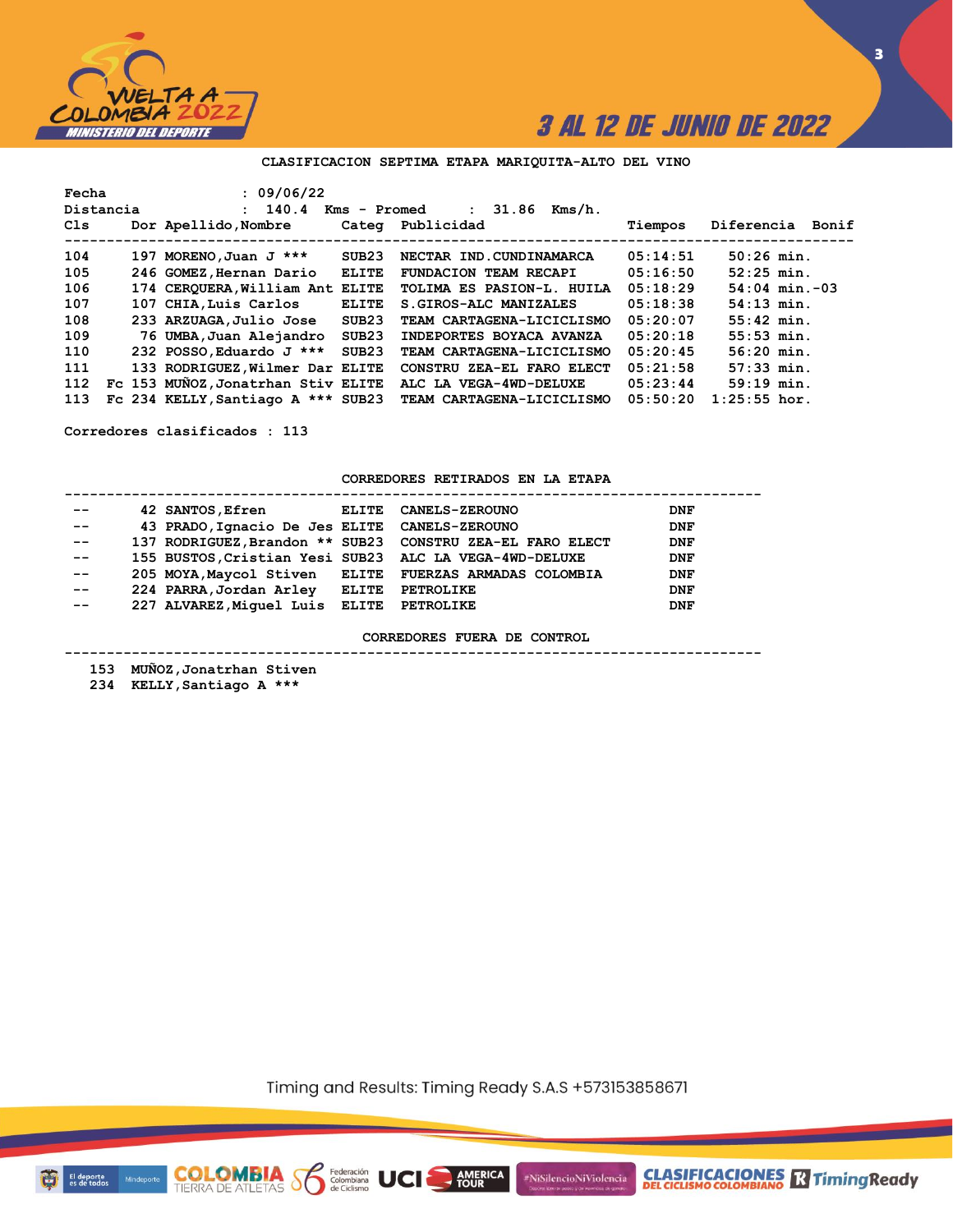## CLASIFICACION SEPTIMA ETAPA MARIQUITA-ALTO DEL VINO

Fecha : 09/06/22

Distancia : 140.4 Kms - Promed : 31.86 Kms/h.

| Cls | | Dor | Apellido,Nombre | Categ | Publicidad | Tiempos | Diferencia | Bonif |
|---|---|---|---|---|---|---|---|---|
| 104 | | 197 | MORENO,Juan J *** | SUB23 | NECTAR IND.CUNDINAMARCA | 05:14:51 | 50:26 min. | |
| 105 | | 246 | GOMEZ,Hernan Dario | ELITE | FUNDACION TEAM RECAPI | 05:16:50 | 52:25 min. | |
| 106 | | 174 | CERQUERA,William Ant | ELITE | TOLIMA ES PASION-L. HUILA | 05:18:29 | 54:04 min. | -03 |
| 107 | | 107 | CHIA,Luis Carlos | ELITE | S.GIROS-ALC MANIZALES | 05:18:38 | 54:13 min. | |
| 108 | | 233 | ARZUAGA,Julio Jose | SUB23 | TEAM CARTAGENA-LICICLISMO | 05:20:07 | 55:42 min. | |
| 109 | | 76 | UMBA,Juan Alejandro | SUB23 | INDEPORTES BOYACA AVANZA | 05:20:18 | 55:53 min. | |
| 110 | | 232 | POSSO,Eduardo J *** | SUB23 | TEAM CARTAGENA-LICICLISMO | 05:20:45 | 56:20 min. | |
| 111 | | 133 | RODRIGUEZ,Wilmer Dar | ELITE | CONSTRU ZEA-EL FARO ELECT | 05:21:58 | 57:33 min. | |
| 112 | Fc | 153 | MUÑOZ,Jonatrhan Stiv | ELITE | ALC LA VEGA-4WD-DELUXE | 05:23:44 | 59:19 min. | |
| 113 | Fc | 234 | KELLY,Santiago A *** | SUB23 | TEAM CARTAGENA-LICICLISMO | 05:50:20 | 1:25:55 hor. | |

Corredores clasificados : 113

### CORREDORES RETIRADOS EN LA ETAPA

| | Dor | Apellido,Nombre | Categ | Publicidad | |
|---|---|---|---|---|---|
| -- | 42 | SANTOS,Efren | ELITE | CANELS-ZEROUNO | DNF |
| -- | 43 | PRADO,Ignacio De Jes | ELITE | CANELS-ZEROUNO | DNF |
| -- | 137 | RODRIGUEZ,Brandon ** | SUB23 | CONSTRU ZEA-EL FARO ELECT | DNF |
| -- | 155 | BUSTOS,Cristian Yesi | SUB23 | ALC LA VEGA-4WD-DELUXE | DNF |
| -- | 205 | MOYA,Maycol Stiven | ELITE | FUERZAS ARMADAS COLOMBIA | DNF |
| -- | 224 | PARRA,Jordan Arley | ELITE | PETROLIKE | DNF |
| -- | 227 | ALVAREZ,Miguel Luis | ELITE | PETROLIKE | DNF |

### CORREDORES FUERA DE CONTROL

153 MUÑOZ,Jonatrhan Stiven

234 KELLY,Santiago A ***

Timing and Results: Timing Ready S.A.S +573153858671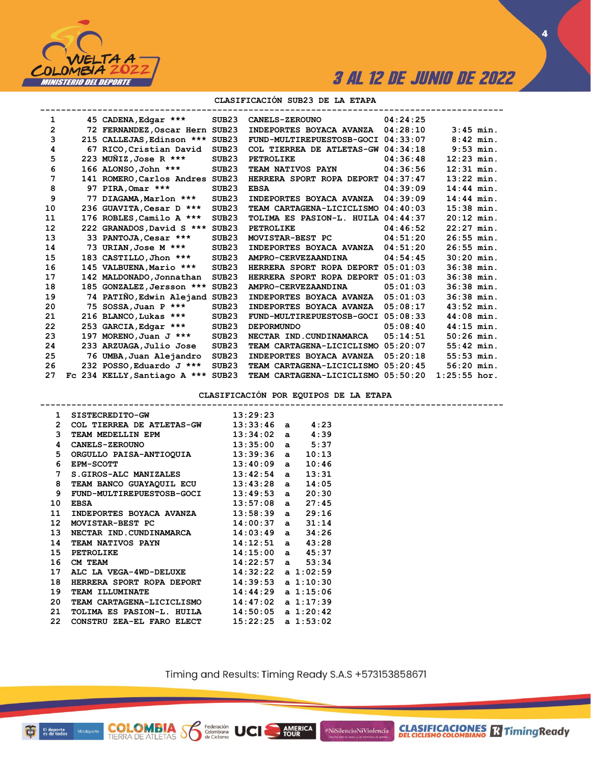## CLASIFICACIÓN SUB23 DE LA ETAPA

| Pos | | Dorsal | Nombre | Cat | Equipo | Tiempo | Dif. |
|---|---|---|---|---|---|---|---|
| 1 | | 45 | CADENA,Edgar *** | SUB23 | CANELS-ZEROUNO | 04:24:25 | |
| 2 | | 72 | FERNANDEZ,Oscar Hern | SUB23 | INDEPORTES BOYACA AVANZA | 04:28:10 | 3:45 min. |
| 3 | | 215 | CALLEJAS,Edinson *** | SUB23 | FUND-MULTIREPUESTOSB-GOCI | 04:33:07 | 8:42 min. |
| 4 | | 67 | RICO,Cristian David | SUB23 | COL TIERREA DE ATLETAS-GW | 04:34:18 | 9:53 min. |
| 5 | | 223 | MUÑIZ,Jose R *** | SUB23 | PETROLIKE | 04:36:48 | 12:23 min. |
| 6 | | 166 | ALONSO,John *** | SUB23 | TEAM NATIVOS PAYN | 04:36:56 | 12:31 min. |
| 7 | | 141 | ROMERO,Carlos Andres | SUB23 | HERRERA SPORT ROPA DEPORT | 04:37:47 | 13:22 min. |
| 8 | | 97 | PIRA,Omar *** | SUB23 | EBSA | 04:39:09 | 14:44 min. |
| 9 | | 77 | DIAGAMA,Marlon *** | SUB23 | INDEPORTES BOYACA AVANZA | 04:39:09 | 14:44 min. |
| 10 | | 236 | GUAVITA,Cesar D *** | SUB23 | TEAM CARTAGENA-LICICLISMO | 04:40:03 | 15:38 min. |
| 11 | | 176 | ROBLES,Camilo A *** | SUB23 | TOLIMA ES PASION-L. HUILA | 04:44:37 | 20:12 min. |
| 12 | | 222 | GRANADOS,David S *** | SUB23 | PETROLIKE | 04:46:52 | 22:27 min. |
| 13 | | 33 | PANTOJA,Cesar *** | SUB23 | MOVISTAR-BEST PC | 04:51:20 | 26:55 min. |
| 14 | | 73 | URIAN,Jose M *** | SUB23 | INDEPORTES BOYACA AVANZA | 04:51:20 | 26:55 min. |
| 15 | | 183 | CASTILLO,Jhon *** | SUB23 | AMPRO-CERVEZAANDINA | 04:54:45 | 30:20 min. |
| 16 | | 145 | VALBUENA,Mario *** | SUB23 | HERRERA SPORT ROPA DEPORT | 05:01:03 | 36:38 min. |
| 17 | | 142 | MALDONADO,Jonnathan | SUB23 | HERRERA SPORT ROPA DEPORT | 05:01:03 | 36:38 min. |
| 18 | | 185 | GONZALEZ,Jersson *** | SUB23 | AMPRO-CERVEZAANDINA | 05:01:03 | 36:38 min. |
| 19 | | 74 | PATIÑO,Edwin Alejand | SUB23 | INDEPORTES BOYACA AVANZA | 05:01:03 | 36:38 min. |
| 20 | | 75 | SOSSA,Juan P *** | SUB23 | INDEPORTES BOYACA AVANZA | 05:08:17 | 43:52 min. |
| 21 | | 216 | BLANCO,Lukas *** | SUB23 | FUND-MULTIREPUESTOSB-GOCI | 05:08:33 | 44:08 min. |
| 22 | | 253 | GARCIA,Edgar *** | SUB23 | DEPORMUNDO | 05:08:40 | 44:15 min. |
| 23 | | 197 | MORENO,Juan J *** | SUB23 | NECTAR IND.CUNDINAMARCA | 05:14:51 | 50:26 min. |
| 24 | | 233 | ARZUAGA,Julio Jose | SUB23 | TEAM CARTAGENA-LICICLISMO | 05:20:07 | 55:42 min. |
| 25 | | 76 | UMBA,Juan Alejandro | SUB23 | INDEPORTES BOYACA AVANZA | 05:20:18 | 55:53 min. |
| 26 | | 232 | POSSO,Eduardo J *** | SUB23 | TEAM CARTAGENA-LICICLISMO | 05:20:45 | 56:20 min. |
| 27 | Fc | 234 | KELLY,Santiago A *** | SUB23 | TEAM CARTAGENA-LICICLISMO | 05:50:20 | 1:25:55 hor. |

## CLASIFICACIÓN POR EQUIPOS DE LA ETAPA

| Pos | Equipo | Tiempo | | Dif. |
|---|---|---|---|---|
| 1 | SISTECREDITO-GW | 13:29:23 | | |
| 2 | COL TIERREA DE ATLETAS-GW | 13:33:46 | a | 4:23 |
| 3 | TEAM MEDELLIN EPM | 13:34:02 | a | 4:39 |
| 4 | CANELS-ZEROUNO | 13:35:00 | a | 5:37 |
| 5 | ORGULLO PAISA-ANTIOQUIA | 13:39:36 | a | 10:13 |
| 6 | EPM-SCOTT | 13:40:09 | a | 10:46 |
| 7 | S.GIROS-ALC MANIZALES | 13:42:54 | a | 13:31 |
| 8 | TEAM BANCO GUAYAQUIL ECU | 13:43:28 | a | 14:05 |
| 9 | FUND-MULTIREPUESTOSB-GOCI | 13:49:53 | a | 20:30 |
| 10 | EBSA | 13:57:08 | a | 27:45 |
| 11 | INDEPORTES BOYACA AVANZA | 13:58:39 | a | 29:16 |
| 12 | MOVISTAR-BEST PC | 14:00:37 | a | 31:14 |
| 13 | NECTAR IND.CUNDINAMARCA | 14:03:49 | a | 34:26 |
| 14 | TEAM NATIVOS PAYN | 14:12:51 | a | 43:28 |
| 15 | PETROLIKE | 14:15:00 | a | 45:37 |
| 16 | CM TEAM | 14:22:57 | a | 53:34 |
| 17 | ALC LA VEGA-4WD-DELUXE | 14:32:22 | a | 1:02:59 |
| 18 | HERRERA SPORT ROPA DEPORT | 14:39:53 | a | 1:10:30 |
| 19 | TEAM ILLUMINATE | 14:44:29 | a | 1:15:06 |
| 20 | TEAM CARTAGENA-LICICLISMO | 14:47:02 | a | 1:17:39 |
| 21 | TOLIMA ES PASION-L. HUILA | 14:50:05 | a | 1:20:42 |
| 22 | CONSTRU ZEA-EL FARO ELECT | 15:22:25 | a | 1:53:02 |

Timing and Results: Timing Ready S.A.S +573153858671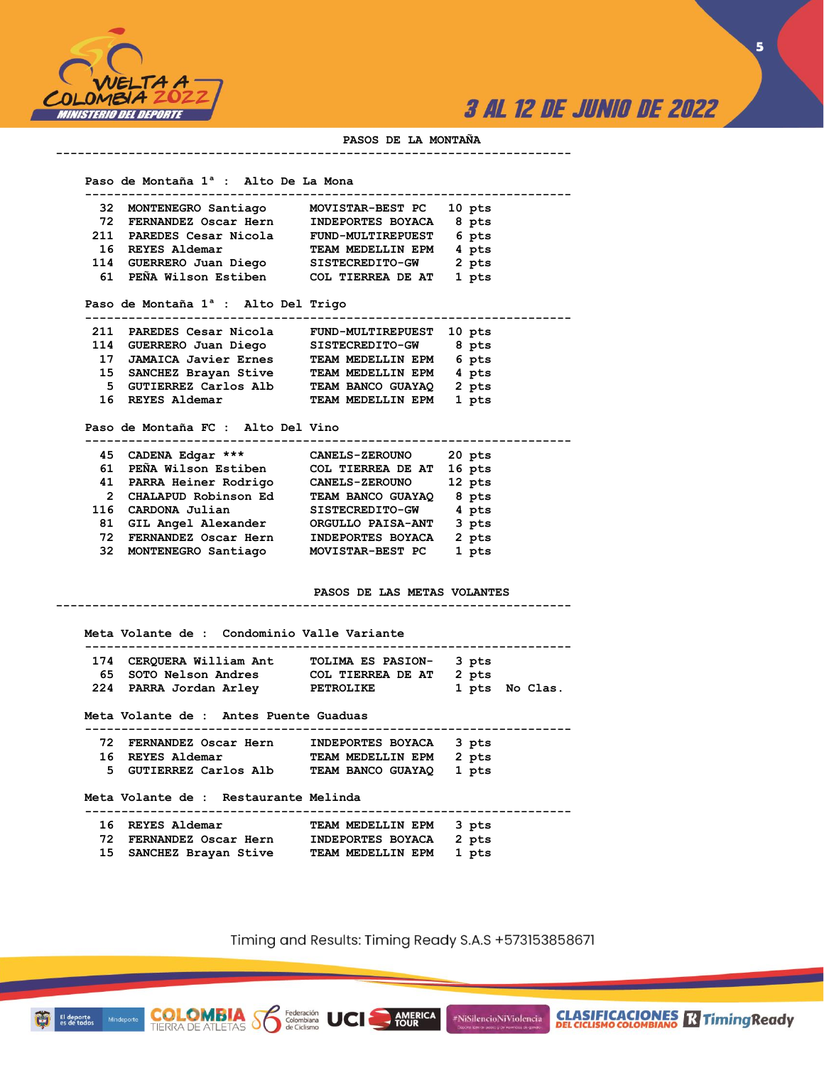## PASOS DE LA MONTAÑA

### Paso de Montaña 1ª : Alto De La Mona

| No. | Nombre | Equipo | Puntos |
|---|---|---|---|
| 32 | MONTENEGRO Santiago | MOVISTAR-BEST PC | 10 pts |
| 72 | FERNANDEZ Oscar Hern | INDEPORTES BOYACA | 8 pts |
| 211 | PAREDES Cesar Nicola | FUND-MULTIREPUEST | 6 pts |
| 16 | REYES Aldemar | TEAM MEDELLIN EPM | 4 pts |
| 114 | GUERRERO Juan Diego | SISTECREDITO-GW | 2 pts |
| 61 | PEÑA Wilson Estiben | COL TIERREA DE AT | 1 pts |

### Paso de Montaña 1ª : Alto Del Trigo

| No. | Nombre | Equipo | Puntos |
|---|---|---|---|
| 211 | PAREDES Cesar Nicola | FUND-MULTIREPUEST | 10 pts |
| 114 | GUERRERO Juan Diego | SISTECREDITO-GW | 8 pts |
| 17 | JAMAICA Javier Ernes | TEAM MEDELLIN EPM | 6 pts |
| 15 | SANCHEZ Brayan Stive | TEAM MEDELLIN EPM | 4 pts |
| 5 | GUTIERREZ Carlos Alb | TEAM BANCO GUAYAQ | 2 pts |
| 16 | REYES Aldemar | TEAM MEDELLIN EPM | 1 pts |

### Paso de Montaña FC : Alto Del Vino

| No. | Nombre | Equipo | Puntos |
|---|---|---|---|
| 45 | CADENA Edgar *** | CANELS-ZEROUNO | 20 pts |
| 61 | PEÑA Wilson Estiben | COL TIERREA DE AT | 16 pts |
| 41 | PARRA Heiner Rodrigo | CANELS-ZEROUNO | 12 pts |
| 2 | CHALAPUD Robinson Ed | TEAM BANCO GUAYAQ | 8 pts |
| 116 | CARDONA Julian | SISTECREDITO-GW | 4 pts |
| 81 | GIL Angel Alexander | ORGULLO PAISA-ANT | 3 pts |
| 72 | FERNANDEZ Oscar Hern | INDEPORTES BOYACA | 2 pts |
| 32 | MONTENEGRO Santiago | MOVISTAR-BEST PC | 1 pts |

## PASOS DE LAS METAS VOLANTES

### Meta Volante de : Condominio Valle Variante

| No. | Nombre | Equipo | Puntos | |
|---|---|---|---|---|
| 174 | CERQUERA William Ant | TOLIMA ES PASION- | 3 pts | |
| 65 | SOTO Nelson Andres | COL TIERREA DE AT | 2 pts | |
| 224 | PARRA Jordan Arley | PETROLIKE | 1 pts | No Clas. |

### Meta Volante de : Antes Puente Guaduas

| No. | Nombre | Equipo | Puntos |
|---|---|---|---|
| 72 | FERNANDEZ Oscar Hern | INDEPORTES BOYACA | 3 pts |
| 16 | REYES Aldemar | TEAM MEDELLIN EPM | 2 pts |
| 5 | GUTIERREZ Carlos Alb | TEAM BANCO GUAYAQ | 1 pts |

### Meta Volante de : Restaurante Melinda

| No. | Nombre | Equipo | Puntos |
|---|---|---|---|
| 16 | REYES Aldemar | TEAM MEDELLIN EPM | 3 pts |
| 72 | FERNANDEZ Oscar Hern | INDEPORTES BOYACA | 2 pts |
| 15 | SANCHEZ Brayan Stive | TEAM MEDELLIN EPM | 1 pts |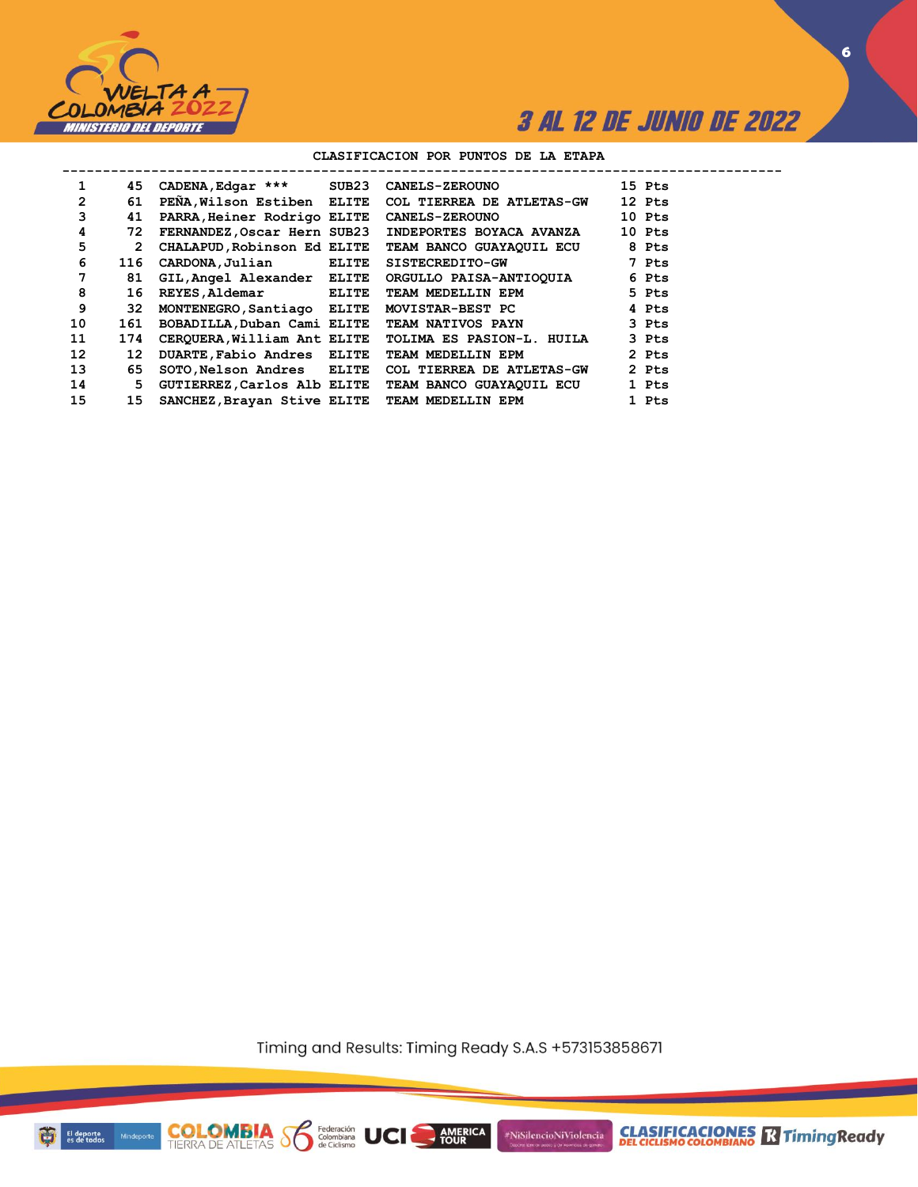3 AL 12 DE JUNIO DE 2022

## CLASIFICACION POR PUNTOS DE LA ETAPA

| | | | | | |
|---|---|---|---|---|---|
| 1 | 45 | CADENA,Edgar *** | SUB23 | CANELS-ZEROUNO | 15 Pts |
| 2 | 61 | PEÑA,Wilson Estiben | ELITE | COL TIERREA DE ATLETAS-GW | 12 Pts |
| 3 | 41 | PARRA,Heiner Rodrigo | ELITE | CANELS-ZEROUNO | 10 Pts |
| 4 | 72 | FERNANDEZ,Oscar Hern | SUB23 | INDEPORTES BOYACA AVANZA | 10 Pts |
| 5 | 2 | CHALAPUD,Robinson Ed | ELITE | TEAM BANCO GUAYAQUIL ECU | 8 Pts |
| 6 | 116 | CARDONA,Julian | ELITE | SISTECREDITO-GW | 7 Pts |
| 7 | 81 | GIL,Angel Alexander | ELITE | ORGULLO PAISA-ANTIOQUIA | 6 Pts |
| 8 | 16 | REYES,Aldemar | ELITE | TEAM MEDELLIN EPM | 5 Pts |
| 9 | 32 | MONTENEGRO,Santiago | ELITE | MOVISTAR-BEST PC | 4 Pts |
| 10 | 161 | BOBADILLA,Duban Cami | ELITE | TEAM NATIVOS PAYN | 3 Pts |
| 11 | 174 | CERQUERA,William Ant | ELITE | TOLIMA ES PASION-L. HUILA | 3 Pts |
| 12 | 12 | DUARTE,Fabio Andres | ELITE | TEAM MEDELLIN EPM | 2 Pts |
| 13 | 65 | SOTO,Nelson Andres | ELITE | COL TIERREA DE ATLETAS-GW | 2 Pts |
| 14 | 5 | GUTIERREZ,Carlos Alb | ELITE | TEAM BANCO GUAYAQUIL ECU | 1 Pts |
| 15 | 15 | SANCHEZ,Brayan Stive | ELITE | TEAM MEDELLIN EPM | 1 Pts |

Timing and Results: Timing Ready S.A.S +573153858671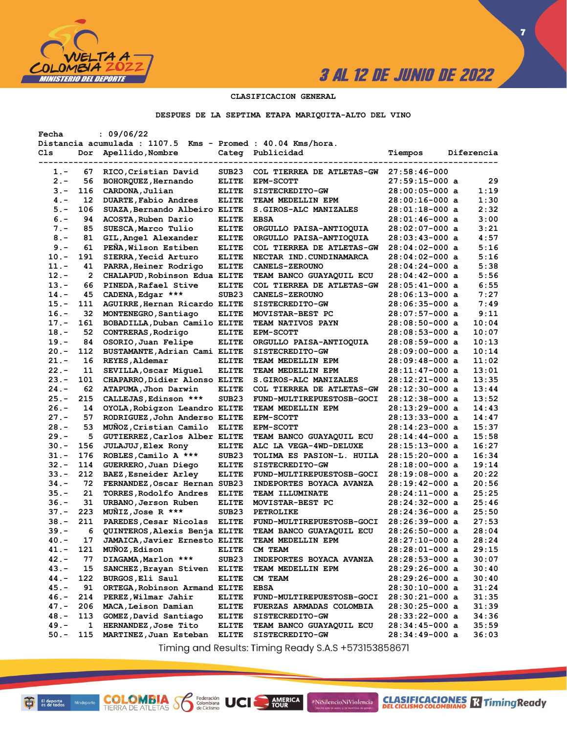# CLASIFICACION GENERAL

## DESPUES DE LA SEPTIMA ETAPA MARIQUITA-ALTO DEL VINO

Fecha : 09/06/22

Distancia acumulada : 1107.5 Kms - Promed : 40.04 Kms/hora.

| Cls | Dor | Apellido,Nombre | Categ | Publicidad | Tiempos | Diferencia |
|---|---|---|---|---|---|---|
| 1.- | 67 | RICO,Cristian David | SUB23 | COL TIERREA DE ATLETAS-GW | 27:58:46-000 | |
| 2.- | 56 | BOHORQUEZ,Hernando | ELITE | EPM-SCOTT | 27:59:15-000 a | 29 |
| 3.- | 116 | CARDONA,Julian | ELITE | SISTECREDITO-GW | 28:00:05-000 a | 1:19 |
| 4.- | 12 | DUARTE,Fabio Andres | ELITE | TEAM MEDELLIN EPM | 28:00:16-000 a | 1:30 |
| 5.- | 106 | SUAZA,Bernando Albeiro | ELITE | S.GIROS-ALC MANIZALES | 28:01:18-000 a | 2:32 |
| 6.- | 94 | ACOSTA,Ruben Dario | ELITE | EBSA | 28:01:46-000 a | 3:00 |
| 7.- | 85 | SUESCA,Marco Tulio | ELITE | ORGULLO PAISA-ANTIOQUIA | 28:02:07-000 a | 3:21 |
| 8.- | 81 | GIL,Angel Alexander | ELITE | ORGULLO PAISA-ANTIOQUIA | 28:03:43-000 a | 4:57 |
| 9.- | 61 | PEÑA,Wilson Estiben | ELITE | COL TIERREA DE ATLETAS-GW | 28:04:02-000 a | 5:16 |
| 10.- | 191 | SIERRA,Yecid Arturo | ELITE | NECTAR IND.CUNDINAMARCA | 28:04:02-000 a | 5:16 |
| 11.- | 41 | PARRA,Heiner Rodrigo | ELITE | CANELS-ZEROUNO | 28:04:24-000 a | 5:38 |
| 12.- | 2 | CHALAPUD,Robinson Edua | ELITE | TEAM BANCO GUAYAQUIL ECU | 28:04:42-000 a | 5:56 |
| 13.- | 66 | PINEDA,Rafael Stive | ELITE | COL TIERREA DE ATLETAS-GW | 28:05:41-000 a | 6:55 |
| 14.- | 45 | CADENA,Edgar *** | SUB23 | CANELS-ZEROUNO | 28:06:13-000 a | 7:27 |
| 15.- | 111 | AGUIRRE,Hernan Ricardo | ELITE | SISTECREDITO-GW | 28:06:35-000 a | 7:49 |
| 16.- | 32 | MONTENEGRO,Santiago | ELITE | MOVISTAR-BEST PC | 28:07:57-000 a | 9:11 |
| 17.- | 161 | BOBADILLA,Duban Camilo | ELITE | TEAM NATIVOS PAYN | 28:08:50-000 a | 10:04 |
| 18.- | 52 | CONTRERAS,Rodrigo | ELITE | EPM-SCOTT | 28:08:53-000 a | 10:07 |
| 19.- | 84 | OSORIO,Juan Felipe | ELITE | ORGULLO PAISA-ANTIOQUIA | 28:08:59-000 a | 10:13 |
| 20.- | 112 | BUSTAMANTE,Adrian Cami | ELITE | SISTECREDITO-GW | 28:09:00-000 a | 10:14 |
| 21.- | 16 | REYES,Aldemar | ELITE | TEAM MEDELLIN EPM | 28:09:48-000 a | 11:02 |
| 22.- | 11 | SEVILLA,Oscar Miguel | ELITE | TEAM MEDELLIN EPM | 28:11:47-000 a | 13:01 |
| 23.- | 101 | CHAPARRO,Didier Alonso | ELITE | S.GIROS-ALC MANIZALES | 28:12:21-000 a | 13:35 |
| 24.- | 62 | ATAPUMA,Jhon Darwin | ELITE | COL TIERREA DE ATLETAS-GW | 28:12:30-000 a | 13:44 |
| 25.- | 215 | CALLEJAS,Edinson *** | SUB23 | FUND-MULTIREPUESTOSB-GOCI | 28:12:38-000 a | 13:52 |
| 26.- | 14 | OYOLA,Robigzon Leandro | ELITE | TEAM MEDELLIN EPM | 28:13:29-000 a | 14:43 |
| 27.- | 57 | RODRIGUEZ,John Anderso | ELITE | EPM-SCOTT | 28:13:33-000 a | 14:47 |
| 28.- | 53 | MUÑOZ,Cristian Camilo | ELITE | EPM-SCOTT | 28:14:23-000 a | 15:37 |
| 29.- | 5 | GUTIERREZ,Carlos Alber | ELITE | TEAM BANCO GUAYAQUIL ECU | 28:14:44-000 a | 15:58 |
| 30.- | 156 | JULAJUJ,Elex Rony | ELITE | ALC LA VEGA-4WD-DELUXE | 28:15:13-000 a | 16:27 |
| 31.- | 176 | ROBLES,Camilo A *** | SUB23 | TOLIMA ES PASION-L. HUILA | 28:15:20-000 a | 16:34 |
| 32.- | 114 | GUERRERO,Juan Diego | ELITE | SISTECREDITO-GW | 28:18:00-000 a | 19:14 |
| 33.- | 212 | BAEZ,Esneider Arley | ELITE | FUND-MULTIREPUESTOSB-GOCI | 28:19:08-000 a | 20:22 |
| 34.- | 72 | FERNANDEZ,Oscar Hernan | SUB23 | INDEPORTES BOYACA AVANZA | 28:19:42-000 a | 20:56 |
| 35.- | 21 | TORRES,Rodolfo Andres | ELITE | TEAM ILLUMINATE | 28:24:11-000 a | 25:25 |
| 36.- | 31 | URBANO,Jerson Ruben | ELITE | MOVISTAR-BEST PC | 28:24:32-000 a | 25:46 |
| 37.- | 223 | MUÑIZ,Jose R *** | SUB23 | PETROLIKE | 28:24:36-000 a | 25:50 |
| 38.- | 211 | PAREDES,Cesar Nicolas | ELITE | FUND-MULTIREPUESTOSB-GOCI | 28:26:39-000 a | 27:53 |
| 39.- | 6 | QUINTEROS,Alexis Benja | ELITE | TEAM BANCO GUAYAQUIL ECU | 28:26:50-000 a | 28:04 |
| 40.- | 17 | JAMAICA,Javier Ernesto | ELITE | TEAM MEDELLIN EPM | 28:27:10-000 a | 28:24 |
| 41.- | 121 | MUÑOZ,Edison | ELITE | CM TEAM | 28:28:01-000 a | 29:15 |
| 42.- | 77 | DIAGAMA,Marlon *** | SUB23 | INDEPORTES BOYACA AVANZA | 28:28:53-000 a | 30:07 |
| 43.- | 15 | SANCHEZ,Brayan Stiven | ELITE | TEAM MEDELLIN EPM | 28:29:26-000 a | 30:40 |
| 44.- | 122 | BURGOS,Eli Saul | ELITE | CM TEAM | 28:29:26-000 a | 30:40 |
| 45.- | 91 | ORTEGA,Robinson Armand | ELITE | EBSA | 28:30:10-000 a | 31:24 |
| 46.- | 214 | PEREZ,Wilmar Jahir | ELITE | FUND-MULTIREPUESTOSB-GOCI | 28:30:21-000 a | 31:35 |
| 47.- | 206 | MACA,Leison Damian | ELITE | FUERZAS ARMADAS COLOMBIA | 28:30:25-000 a | 31:39 |
| 48.- | 113 | GOMEZ,David Santiago | ELITE | SISTECREDITO-GW | 28:33:22-000 a | 34:36 |
| 49.- | 1 | HERNANDEZ,Jose Tito | ELITE | TEAM BANCO GUAYAQUIL ECU | 28:34:45-000 a | 35:59 |
| 50.- | 115 | MARTINEZ,Juan Esteban | ELITE | SISTECREDITO-GW | 28:34:49-000 a | 36:03 |

Timing and Results: Timing Ready S.A.S +573153858671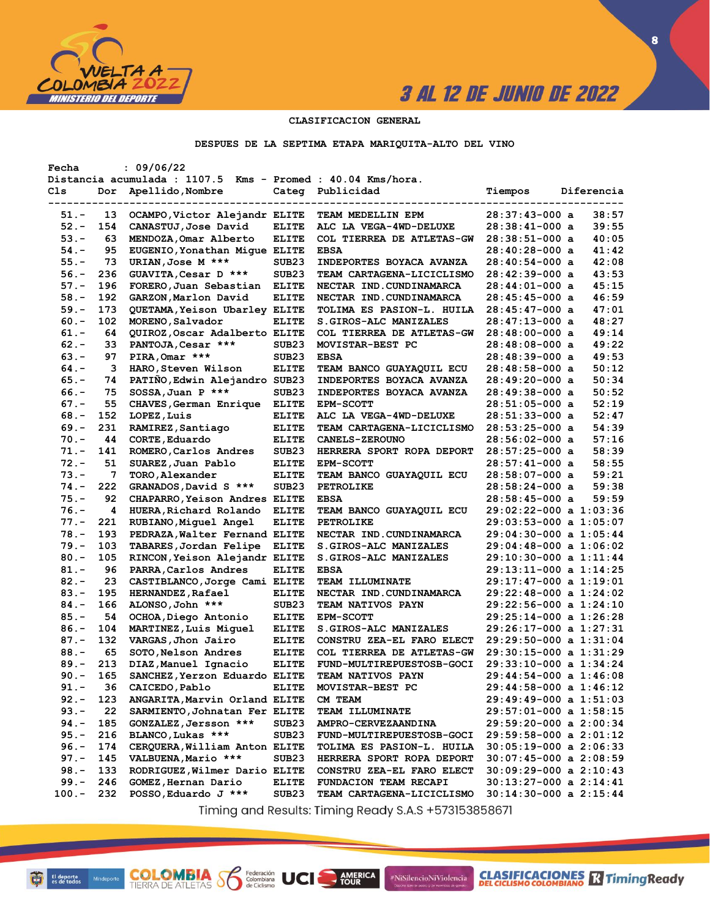CLASIFICACION GENERAL

DESPUES DE LA SEPTIMA ETAPA MARIQUITA-ALTO DEL VINO

Fecha : 09/06/22
Distancia acumulada : 1107.5 Kms - Promed : 40.04 Kms/hora.

| Cls | Dor | Apellido,Nombre | Categ | Publicidad | Tiempos | | Diferencia |
|---|---|---|---|---|---|---|---|
| 51.- | 13 | OCAMPO,Victor Alejandr | ELITE | TEAM MEDELLIN EPM | 28:37:43-000 | a | 38:57 |
| 52.- | 154 | CANASTUJ,Jose David | ELITE | ALC LA VEGA-4WD-DELUXE | 28:38:41-000 | a | 39:55 |
| 53.- | 63 | MENDOZA,Omar Alberto | ELITE | COL TIERREA DE ATLETAS-GW | 28:38:51-000 | a | 40:05 |
| 54.- | 95 | EUGENIO,Yonathan Migue | ELITE | EBSA | 28:40:28-000 | a | 41:42 |
| 55.- | 73 | URIAN,Jose M *** | SUB23 | INDEPORTES BOYACA AVANZA | 28:40:54-000 | a | 42:08 |
| 56.- | 236 | GUAVITA,Cesar D *** | SUB23 | TEAM CARTAGENA-LICICLISMO | 28:42:39-000 | a | 43:53 |
| 57.- | 196 | FORERO,Juan Sebastian | ELITE | NECTAR IND.CUNDINAMARCA | 28:44:01-000 | a | 45:15 |
| 58.- | 192 | GARZON,Marlon David | ELITE | NECTAR IND.CUNDINAMARCA | 28:45:45-000 | a | 46:59 |
| 59.- | 173 | QUETAMA,Yeison Ubarley | ELITE | TOLIMA ES PASION-L. HUILA | 28:45:47-000 | a | 47:01 |
| 60.- | 102 | MORENO,Salvador | ELITE | S.GIROS-ALC MANIZALES | 28:47:13-000 | a | 48:27 |
| 61.- | 64 | QUIROZ,Oscar Adalberto | ELITE | COL TIERREA DE ATLETAS-GW | 28:48:00-000 | a | 49:14 |
| 62.- | 33 | PANTOJA,Cesar *** | SUB23 | MOVISTAR-BEST PC | 28:48:08-000 | a | 49:22 |
| 63.- | 97 | PIRA,Omar *** | SUB23 | EBSA | 28:48:39-000 | a | 49:53 |
| 64.- | 3 | HARO,Steven Wilson | ELITE | TEAM BANCO GUAYAQUIL ECU | 28:48:58-000 | a | 50:12 |
| 65.- | 74 | PATIÑO,Edwin Alejandro | SUB23 | INDEPORTES BOYACA AVANZA | 28:49:20-000 | a | 50:34 |
| 66.- | 75 | SOSSA,Juan P *** | SUB23 | INDEPORTES BOYACA AVANZA | 28:49:38-000 | a | 50:52 |
| 67.- | 55 | CHAVES,German Enrique | ELITE | EPM-SCOTT | 28:51:05-000 | a | 52:19 |
| 68.- | 152 | LOPEZ,Luis | ELITE | ALC LA VEGA-4WD-DELUXE | 28:51:33-000 | a | 52:47 |
| 69.- | 231 | RAMIREZ,Santiago | ELITE | TEAM CARTAGENA-LICICLISMO | 28:53:25-000 | a | 54:39 |
| 70.- | 44 | CORTE,Eduardo | ELITE | CANELS-ZEROUNO | 28:56:02-000 | a | 57:16 |
| 71.- | 141 | ROMERO,Carlos Andres | SUB23 | HERRERA SPORT ROPA DEPORT | 28:57:25-000 | a | 58:39 |
| 72.- | 51 | SUAREZ,Juan Pablo | ELITE | EPM-SCOTT | 28:57:41-000 | a | 58:55 |
| 73.- | 7 | TORO,Alexander | ELITE | TEAM BANCO GUAYAQUIL ECU | 28:58:07-000 | a | 59:21 |
| 74.- | 222 | GRANADOS,David S *** | SUB23 | PETROLIKE | 28:58:24-000 | a | 59:38 |
| 75.- | 92 | CHAPARRO,Yeison Andres | ELITE | EBSA | 28:58:45-000 | a | 59:59 |
| 76.- | 4 | HUERA,Richard Rolando | ELITE | TEAM BANCO GUAYAQUIL ECU | 29:02:22-000 | a | 1:03:36 |
| 77.- | 221 | RUBIANO,Miguel Angel | ELITE | PETROLIKE | 29:03:53-000 | a | 1:05:07 |
| 78.- | 193 | PEDRAZA,Walter Fernand | ELITE | NECTAR IND.CUNDINAMARCA | 29:04:30-000 | a | 1:05:44 |
| 79.- | 103 | TABARES,Jordan Felipe | ELITE | S.GIROS-ALC MANIZALES | 29:04:48-000 | a | 1:06:02 |
| 80.- | 105 | RINCON,Yeison Alejandr | ELITE | S.GIROS-ALC MANIZALES | 29:10:30-000 | a | 1:11:44 |
| 81.- | 96 | PARRA,Carlos Andres | ELITE | EBSA | 29:13:11-000 | a | 1:14:25 |
| 82.- | 23 | CASTIBLANCO,Jorge Cami | ELITE | TEAM ILLUMINATE | 29:17:47-000 | a | 1:19:01 |
| 83.- | 195 | HERNANDEZ,Rafael | ELITE | NECTAR IND.CUNDINAMARCA | 29:22:48-000 | a | 1:24:02 |
| 84.- | 166 | ALONSO,John *** | SUB23 | TEAM NATIVOS PAYN | 29:22:56-000 | a | 1:24:10 |
| 85.- | 54 | OCHOA,Diego Antonio | ELITE | EPM-SCOTT | 29:25:14-000 | a | 1:26:28 |
| 86.- | 104 | MARTINEZ,Luis Miguel | ELITE | S.GIROS-ALC MANIZALES | 29:26:17-000 | a | 1:27:31 |
| 87.- | 132 | VARGAS,Jhon Jairo | ELITE | CONSTRU ZEA-EL FARO ELECT | 29:29:50-000 | a | 1:31:04 |
| 88.- | 65 | SOTO,Nelson Andres | ELITE | COL TIERREA DE ATLETAS-GW | 29:30:15-000 | a | 1:31:29 |
| 89.- | 213 | DIAZ,Manuel Ignacio | ELITE | FUND-MULTIREPUESTOSB-GOCI | 29:33:10-000 | a | 1:34:24 |
| 90.- | 165 | SANCHEZ,Yerzon Eduardo | ELITE | TEAM NATIVOS PAYN | 29:44:54-000 | a | 1:46:08 |
| 91.- | 36 | CAICEDO,Pablo | ELITE | MOVISTAR-BEST PC | 29:44:58-000 | a | 1:46:12 |
| 92.- | 123 | ANGARITA,Marvin Orland | ELITE | CM TEAM | 29:49:49-000 | a | 1:51:03 |
| 93.- | 22 | SARMIENTO,Johnatan Fer | ELITE | TEAM ILLUMINATE | 29:57:01-000 | a | 1:58:15 |
| 94.- | 185 | GONZALEZ,Jersson *** | SUB23 | AMPRO-CERVEZAANDINA | 29:59:20-000 | a | 2:00:34 |
| 95.- | 216 | BLANCO,Lukas *** | SUB23 | FUND-MULTIREPUESTOSB-GOCI | 29:59:58-000 | a | 2:01:12 |
| 96.- | 174 | CERQUERA,William Anton | ELITE | TOLIMA ES PASION-L. HUILA | 30:05:19-000 | a | 2:06:33 |
| 97.- | 145 | VALBUENA,Mario *** | SUB23 | HERRERA SPORT ROPA DEPORT | 30:07:45-000 | a | 2:08:59 |
| 98.- | 133 | RODRIGUEZ,Wilmer Dario | ELITE | CONSTRU ZEA-EL FARO ELECT | 30:09:29-000 | a | 2:10:43 |
| 99.- | 246 | GOMEZ,Hernan Dario | ELITE | FUNDACION TEAM RECAPI | 30:13:27-000 | a | 2:14:41 |
| 100.- | 232 | POSSO,Eduardo J *** | SUB23 | TEAM CARTAGENA-LICICLISMO | 30:14:30-000 | a | 2:15:44 |

Timing and Results: Timing Ready S.A.S +573153858671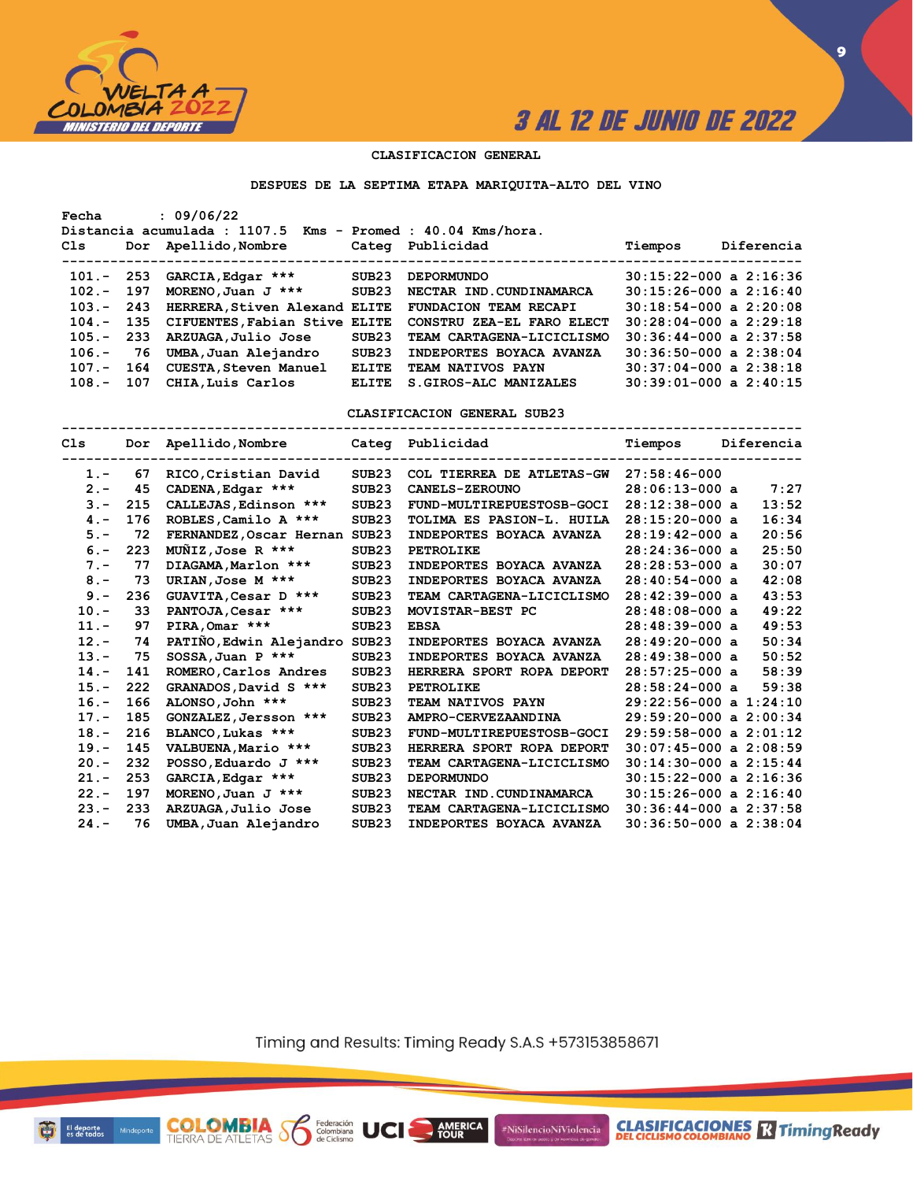# CLASIFICACION GENERAL

## DESPUES DE LA SEPTIMA ETAPA MARIQUITA-ALTO DEL VINO

Fecha : 09/06/22
Distancia acumulada : 1107.5 Kms - Promed : 40.04 Kms/hora.

| Cls | Dor | Apellido,Nombre | Categ | Publicidad | Tiempos | Diferencia |
|---|---|---|---|---|---|---|
| 101.- | 253 | GARCIA,Edgar *** | SUB23 | DEPORMUNDO | 30:15:22-000 | a 2:16:36 |
| 102.- | 197 | MORENO,Juan J *** | SUB23 | NECTAR IND.CUNDINAMARCA | 30:15:26-000 | a 2:16:40 |
| 103.- | 243 | HERRERA,Stiven Alexand | ELITE | FUNDACION TEAM RECAPI | 30:18:54-000 | a 2:20:08 |
| 104.- | 135 | CIFUENTES,Fabian Stive | ELITE | CONSTRU ZEA-EL FARO ELECT | 30:28:04-000 | a 2:29:18 |
| 105.- | 233 | ARZUAGA,Julio Jose | SUB23 | TEAM CARTAGENA-LICICLISMO | 30:36:44-000 | a 2:37:58 |
| 106.- | 76 | UMBA,Juan Alejandro | SUB23 | INDEPORTES BOYACA AVANZA | 30:36:50-000 | a 2:38:04 |
| 107.- | 164 | CUESTA,Steven Manuel | ELITE | TEAM NATIVOS PAYN | 30:37:04-000 | a 2:38:18 |
| 108.- | 107 | CHIA,Luis Carlos | ELITE | S.GIROS-ALC MANIZALES | 30:39:01-000 | a 2:40:15 |

## CLASIFICACION GENERAL SUB23

| Cls | Dor | Apellido,Nombre | Categ | Publicidad | Tiempos | Diferencia |
|---|---|---|---|---|---|---|
| 1.- | 67 | RICO,Cristian David | SUB23 | COL TIERREA DE ATLETAS-GW | 27:58:46-000 | |
| 2.- | 45 | CADENA,Edgar *** | SUB23 | CANELS-ZEROUNO | 28:06:13-000 | a 7:27 |
| 3.- | 215 | CALLEJAS,Edinson *** | SUB23 | FUND-MULTIREPUESTOSB-GOCI | 28:12:38-000 | a 13:52 |
| 4.- | 176 | ROBLES,Camilo A *** | SUB23 | TOLIMA ES PASION-L. HUILA | 28:15:20-000 | a 16:34 |
| 5.- | 72 | FERNANDEZ,Oscar Hernan | SUB23 | INDEPORTES BOYACA AVANZA | 28:19:42-000 | a 20:56 |
| 6.- | 223 | MUÑIZ,Jose R *** | SUB23 | PETROLIKE | 28:24:36-000 | a 25:50 |
| 7.- | 77 | DIAGAMA,Marlon *** | SUB23 | INDEPORTES BOYACA AVANZA | 28:28:53-000 | a 30:07 |
| 8.- | 73 | URIAN,Jose M *** | SUB23 | INDEPORTES BOYACA AVANZA | 28:40:54-000 | a 42:08 |
| 9.- | 236 | GUAVITA,Cesar D *** | SUB23 | TEAM CARTAGENA-LICICLISMO | 28:42:39-000 | a 43:53 |
| 10.- | 33 | PANTOJA,Cesar *** | SUB23 | MOVISTAR-BEST PC | 28:48:08-000 | a 49:22 |
| 11.- | 97 | PIRA,Omar *** | SUB23 | EBSA | 28:48:39-000 | a 49:53 |
| 12.- | 74 | PATIÑO,Edwin Alejandro | SUB23 | INDEPORTES BOYACA AVANZA | 28:49:20-000 | a 50:34 |
| 13.- | 75 | SOSSA,Juan P *** | SUB23 | INDEPORTES BOYACA AVANZA | 28:49:38-000 | a 50:52 |
| 14.- | 141 | ROMERO,Carlos Andres | SUB23 | HERRERA SPORT ROPA DEPORT | 28:57:25-000 | a 58:39 |
| 15.- | 222 | GRANADOS,David S *** | SUB23 | PETROLIKE | 28:58:24-000 | a 59:38 |
| 16.- | 166 | ALONSO,John *** | SUB23 | TEAM NATIVOS PAYN | 29:22:56-000 | a 1:24:10 |
| 17.- | 185 | GONZALEZ,Jersson *** | SUB23 | AMPRO-CERVEZAANDINA | 29:59:20-000 | a 2:00:34 |
| 18.- | 216 | BLANCO,Lukas *** | SUB23 | FUND-MULTIREPUESTOSB-GOCI | 29:59:58-000 | a 2:01:12 |
| 19.- | 145 | VALBUENA,Mario *** | SUB23 | HERRERA SPORT ROPA DEPORT | 30:07:45-000 | a 2:08:59 |
| 20.- | 232 | POSSO,Eduardo J *** | SUB23 | TEAM CARTAGENA-LICICLISMO | 30:14:30-000 | a 2:15:44 |
| 21.- | 253 | GARCIA,Edgar *** | SUB23 | DEPORMUNDO | 30:15:22-000 | a 2:16:36 |
| 22.- | 197 | MORENO,Juan J *** | SUB23 | NECTAR IND.CUNDINAMARCA | 30:15:26-000 | a 2:16:40 |
| 23.- | 233 | ARZUAGA,Julio Jose | SUB23 | TEAM CARTAGENA-LICICLISMO | 30:36:44-000 | a 2:37:58 |
| 24.- | 76 | UMBA,Juan Alejandro | SUB23 | INDEPORTES BOYACA AVANZA | 30:36:50-000 | a 2:38:04 |

Timing and Results: Timing Ready S.A.S +573153858671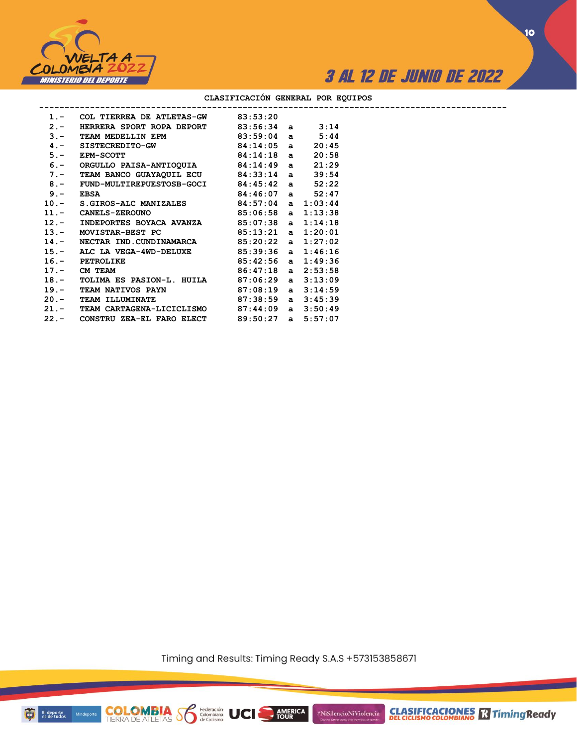## CLASIFICACIÓN GENERAL POR EQUIPOS

| Pos. | Equipo | Tiempo | | Diferencia |
|---|---|---|---|---|
| 1.- | COL TIERREA DE ATLETAS-GW | 83:53:20 | | |
| 2.- | HERRERA SPORT ROPA DEPORT | 83:56:34 | a | 3:14 |
| 3.- | TEAM MEDELLIN EPM | 83:59:04 | a | 5:44 |
| 4.- | SISTECREDITO-GW | 84:14:05 | a | 20:45 |
| 5.- | EPM-SCOTT | 84:14:18 | a | 20:58 |
| 6.- | ORGULLO PAISA-ANTIOQUIA | 84:14:49 | a | 21:29 |
| 7.- | TEAM BANCO GUAYAQUIL ECU | 84:33:14 | a | 39:54 |
| 8.- | FUND-MULTIREPUESTOSB-GOCI | 84:45:42 | a | 52:22 |
| 9.- | EBSA | 84:46:07 | a | 52:47 |
| 10.- | S.GIROS-ALC MANIZALES | 84:57:04 | a | 1:03:44 |
| 11.- | CANELS-ZEROUNO | 85:06:58 | a | 1:13:38 |
| 12.- | INDEPORTES BOYACA AVANZA | 85:07:38 | a | 1:14:18 |
| 13.- | MOVISTAR-BEST PC | 85:13:21 | a | 1:20:01 |
| 14.- | NECTAR IND.CUNDINAMARCA | 85:20:22 | a | 1:27:02 |
| 15.- | ALC LA VEGA-4WD-DELUXE | 85:39:36 | a | 1:46:16 |
| 16.- | PETROLIKE | 85:42:56 | a | 1:49:36 |
| 17.- | CM TEAM | 86:47:18 | a | 2:53:58 |
| 18.- | TOLIMA ES PASION-L. HUILA | 87:06:29 | a | 3:13:09 |
| 19.- | TEAM NATIVOS PAYN | 87:08:19 | a | 3:14:59 |
| 20.- | TEAM ILLUMINATE | 87:38:59 | a | 3:45:39 |
| 21.- | TEAM CARTAGENA-LICICLISMO | 87:44:09 | a | 3:50:49 |
| 22.- | CONSTRU ZEA-EL FARO ELECT | 89:50:27 | a | 5:57:07 |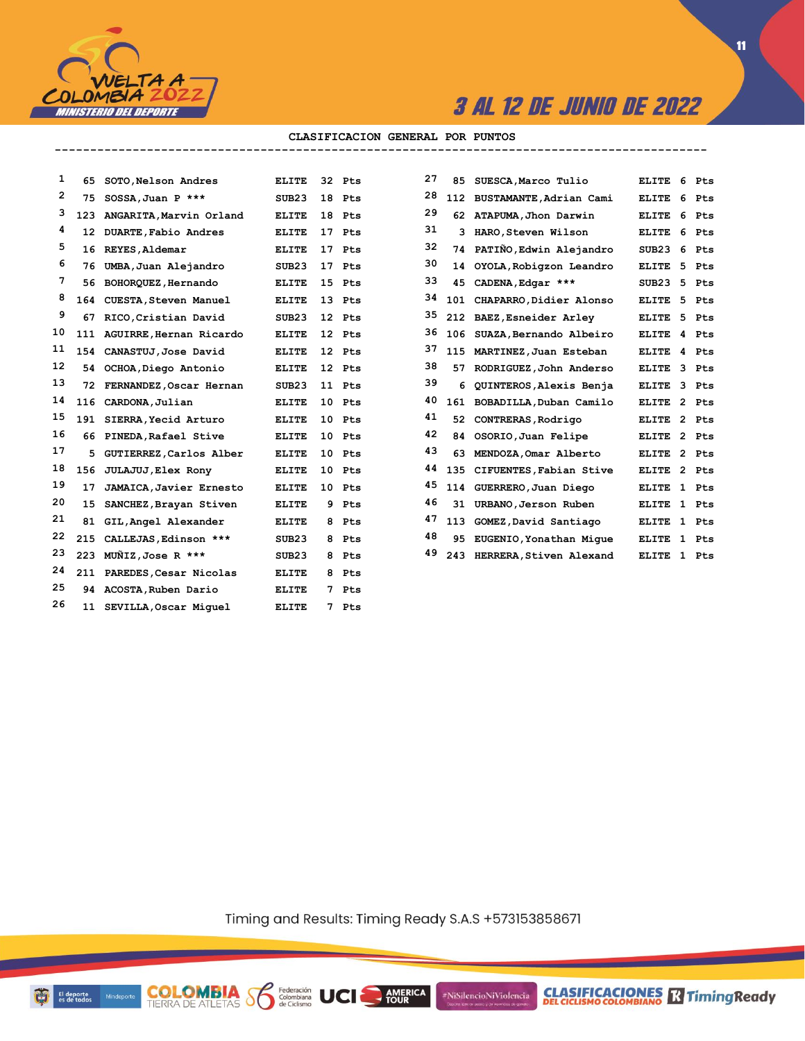## CLASIFICACION GENERAL POR PUNTOS

| Pos | Dorsal | Nombre | Categoría | Puntos |
|---|---|---|---|---|
| 1 | 65 | SOTO,Nelson Andres | ELITE | 32 Pts |
| 2 | 75 | SOSSA,Juan P *** | SUB23 | 18 Pts |
| 3 | 123 | ANGARITA,Marvin Orland | ELITE | 18 Pts |
| 4 | 12 | DUARTE,Fabio Andres | ELITE | 17 Pts |
| 5 | 16 | REYES,Aldemar | ELITE | 17 Pts |
| 6 | 76 | UMBA,Juan Alejandro | SUB23 | 17 Pts |
| 7 | 56 | BOHORQUEZ,Hernando | ELITE | 15 Pts |
| 8 | 164 | CUESTA,Steven Manuel | ELITE | 13 Pts |
| 9 | 67 | RICO,Cristian David | SUB23 | 12 Pts |
| 10 | 111 | AGUIRRE,Hernan Ricardo | ELITE | 12 Pts |
| 11 | 154 | CANASTUJ,Jose David | ELITE | 12 Pts |
| 12 | 54 | OCHOA,Diego Antonio | ELITE | 12 Pts |
| 13 | 72 | FERNANDEZ,Oscar Hernan | SUB23 | 11 Pts |
| 14 | 116 | CARDONA,Julian | ELITE | 10 Pts |
| 15 | 191 | SIERRA,Yecid Arturo | ELITE | 10 Pts |
| 16 | 66 | PINEDA,Rafael Stive | ELITE | 10 Pts |
| 17 | 5 | GUTIERREZ,Carlos Alber | ELITE | 10 Pts |
| 18 | 156 | JULAJUJ,Elex Rony | ELITE | 10 Pts |
| 19 | 17 | JAMAICA,Javier Ernesto | ELITE | 10 Pts |
| 20 | 15 | SANCHEZ,Brayan Stiven | ELITE | 9 Pts |
| 21 | 81 | GIL,Angel Alexander | ELITE | 8 Pts |
| 22 | 215 | CALLEJAS,Edinson *** | SUB23 | 8 Pts |
| 23 | 223 | MUÑIZ,Jose R *** | SUB23 | 8 Pts |
| 24 | 211 | PAREDES,Cesar Nicolas | ELITE | 8 Pts |
| 25 | 94 | ACOSTA,Ruben Dario | ELITE | 7 Pts |
| 26 | 11 | SEVILLA,Oscar Miguel | ELITE | 7 Pts |
| 27 | 85 | SUESCA,Marco Tulio | ELITE | 6 Pts |
| 28 | 112 | BUSTAMANTE,Adrian Cami | ELITE | 6 Pts |
| 29 | 62 | ATAPUMA,Jhon Darwin | ELITE | 6 Pts |
| 31 | 3 | HARO,Steven Wilson | ELITE | 6 Pts |
| 32 | 74 | PATIÑO,Edwin Alejandro | SUB23 | 6 Pts |
| 30 | 14 | OYOLA,Robigzon Leandro | ELITE | 5 Pts |
| 33 | 45 | CADENA,Edgar *** | SUB23 | 5 Pts |
| 34 | 101 | CHAPARRO,Didier Alonso | ELITE | 5 Pts |
| 35 | 212 | BAEZ,Esneider Arley | ELITE | 5 Pts |
| 36 | 106 | SUAZA,Bernando Albeiro | ELITE | 4 Pts |
| 37 | 115 | MARTINEZ,Juan Esteban | ELITE | 4 Pts |
| 38 | 57 | RODRIGUEZ,John Anderso | ELITE | 3 Pts |
| 39 | 6 | QUINTEROS,Alexis Benja | ELITE | 3 Pts |
| 40 | 161 | BOBADILLA,Duban Camilo | ELITE | 2 Pts |
| 41 | 52 | CONTRERAS,Rodrigo | ELITE | 2 Pts |
| 42 | 84 | OSORIO,Juan Felipe | ELITE | 2 Pts |
| 43 | 63 | MENDOZA,Omar Alberto | ELITE | 2 Pts |
| 44 | 135 | CIFUENTES,Fabian Stive | ELITE | 2 Pts |
| 45 | 114 | GUERRERO,Juan Diego | ELITE | 1 Pts |
| 46 | 31 | URBANO,Jerson Ruben | ELITE | 1 Pts |
| 47 | 113 | GOMEZ,David Santiago | ELITE | 1 Pts |
| 48 | 95 | EUGENIO,Yonathan Migue | ELITE | 1 Pts |
| 49 | 243 | HERRERA,Stiven Alexand | ELITE | 1 Pts |

Timing and Results: Timing Ready S.A.S +573153858671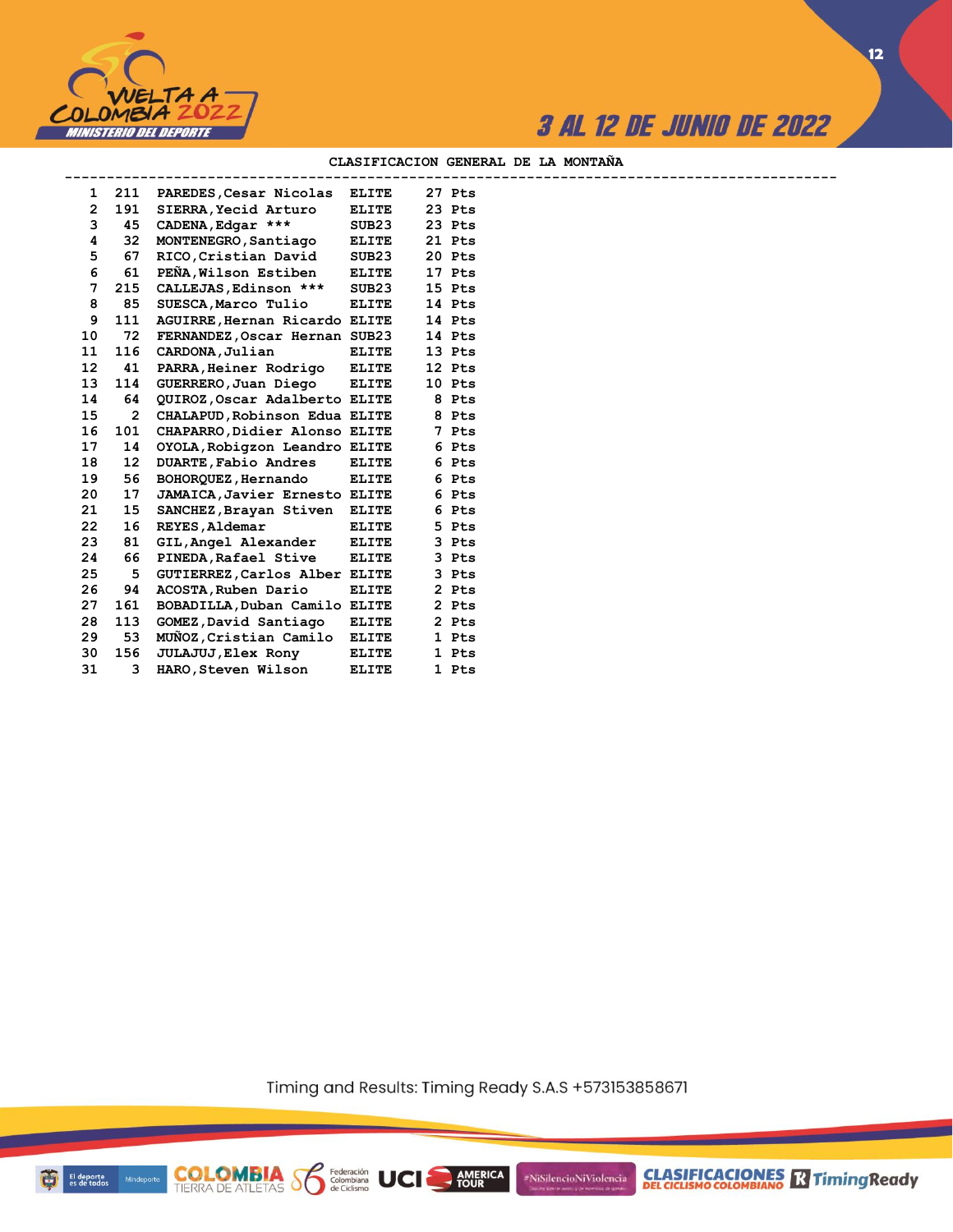3 AL 12 DE JUNIO DE 2022

## CLASIFICACION GENERAL DE LA MONTAÑA

| Pos | Dorsal | Nombre | Categoría | Puntos |
|---|---|---|---|---|
| 1 | 211 | PAREDES,Cesar Nicolas | ELITE | 27 Pts |
| 2 | 191 | SIERRA,Yecid Arturo | ELITE | 23 Pts |
| 3 | 45 | CADENA,Edgar *** | SUB23 | 23 Pts |
| 4 | 32 | MONTENEGRO,Santiago | ELITE | 21 Pts |
| 5 | 67 | RICO,Cristian David | SUB23 | 20 Pts |
| 6 | 61 | PEÑA,Wilson Estiben | ELITE | 17 Pts |
| 7 | 215 | CALLEJAS,Edinson *** | SUB23 | 15 Pts |
| 8 | 85 | SUESCA,Marco Tulio | ELITE | 14 Pts |
| 9 | 111 | AGUIRRE,Hernan Ricardo | ELITE | 14 Pts |
| 10 | 72 | FERNANDEZ,Oscar Hernan | SUB23 | 14 Pts |
| 11 | 116 | CARDONA,Julian | ELITE | 13 Pts |
| 12 | 41 | PARRA,Heiner Rodrigo | ELITE | 12 Pts |
| 13 | 114 | GUERRERO,Juan Diego | ELITE | 10 Pts |
| 14 | 64 | QUIROZ,Oscar Adalberto | ELITE | 8 Pts |
| 15 | 2 | CHALAPUD,Robinson Edua | ELITE | 8 Pts |
| 16 | 101 | CHAPARRO,Didier Alonso | ELITE | 7 Pts |
| 17 | 14 | OYOLA,Robigzon Leandro | ELITE | 6 Pts |
| 18 | 12 | DUARTE,Fabio Andres | ELITE | 6 Pts |
| 19 | 56 | BOHORQUEZ,Hernando | ELITE | 6 Pts |
| 20 | 17 | JAMAICA,Javier Ernesto | ELITE | 6 Pts |
| 21 | 15 | SANCHEZ,Brayan Stiven | ELITE | 6 Pts |
| 22 | 16 | REYES,Aldemar | ELITE | 5 Pts |
| 23 | 81 | GIL,Angel Alexander | ELITE | 3 Pts |
| 24 | 66 | PINEDA,Rafael Stive | ELITE | 3 Pts |
| 25 | 5 | GUTIERREZ,Carlos Alber | ELITE | 3 Pts |
| 26 | 94 | ACOSTA,Ruben Dario | ELITE | 2 Pts |
| 27 | 161 | BOBADILLA,Duban Camilo | ELITE | 2 Pts |
| 28 | 113 | GOMEZ,David Santiago | ELITE | 2 Pts |
| 29 | 53 | MUÑOZ,Cristian Camilo | ELITE | 1 Pts |
| 30 | 156 | JULAJUJ,Elex Rony | ELITE | 1 Pts |
| 31 | 3 | HARO,Steven Wilson | ELITE | 1 Pts |

Timing and Results: Timing Ready S.A.S +573153858671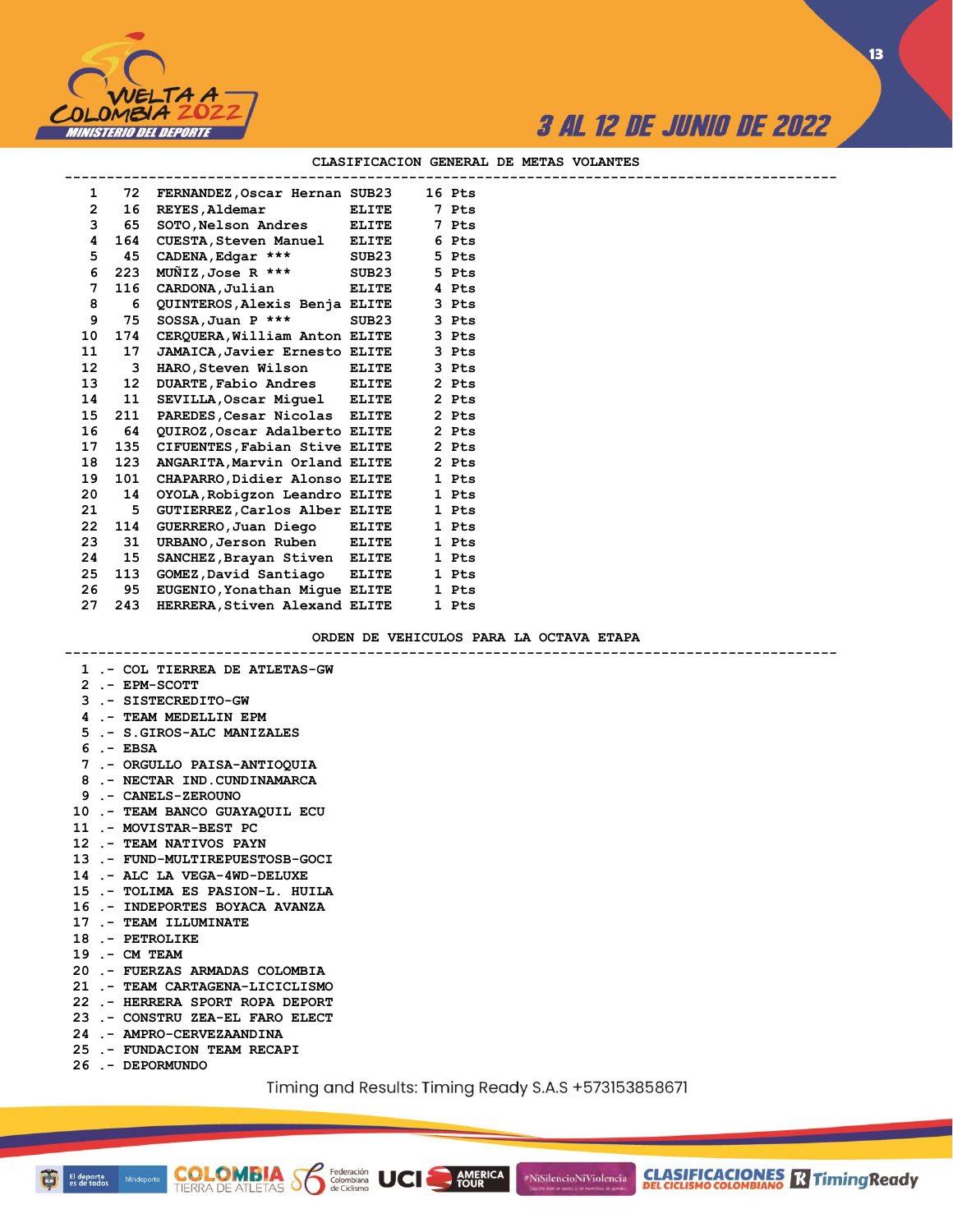# CLASIFICACION GENERAL DE METAS VOLANTES

| Pos | Dorsal | Nombre | Categoría | Puntos |
|---|---|---|---|---|
| 1 | 72 | FERNANDEZ,Oscar Hernan | SUB23 | 16 Pts |
| 2 | 16 | REYES,Aldemar | ELITE | 7 Pts |
| 3 | 65 | SOTO,Nelson Andres | ELITE | 7 Pts |
| 4 | 164 | CUESTA,Steven Manuel | ELITE | 6 Pts |
| 5 | 45 | CADENA,Edgar *** | SUB23 | 5 Pts |
| 6 | 223 | MUÑIZ,Jose R *** | SUB23 | 5 Pts |
| 7 | 116 | CARDONA,Julian | ELITE | 4 Pts |
| 8 | 6 | QUINTEROS,Alexis Benja | ELITE | 3 Pts |
| 9 | 75 | SOSSA,Juan P *** | SUB23 | 3 Pts |
| 10 | 174 | CERQUERA,William Anton | ELITE | 3 Pts |
| 11 | 17 | JAMAICA,Javier Ernesto | ELITE | 3 Pts |
| 12 | 3 | HARO,Steven Wilson | ELITE | 3 Pts |
| 13 | 12 | DUARTE,Fabio Andres | ELITE | 2 Pts |
| 14 | 11 | SEVILLA,Oscar Miguel | ELITE | 2 Pts |
| 15 | 211 | PAREDES,Cesar Nicolas | ELITE | 2 Pts |
| 16 | 64 | QUIROZ,Oscar Adalberto | ELITE | 2 Pts |
| 17 | 135 | CIFUENTES,Fabian Stive | ELITE | 2 Pts |
| 18 | 123 | ANGARITA,Marvin Orland | ELITE | 2 Pts |
| 19 | 101 | CHAPARRO,Didier Alonso | ELITE | 1 Pts |
| 20 | 14 | OYOLA,Robigzon Leandro | ELITE | 1 Pts |
| 21 | 5 | GUTIERREZ,Carlos Alber | ELITE | 1 Pts |
| 22 | 114 | GUERRERO,Juan Diego | ELITE | 1 Pts |
| 23 | 31 | URBANO,Jerson Ruben | ELITE | 1 Pts |
| 24 | 15 | SANCHEZ,Brayan Stiven | ELITE | 1 Pts |
| 25 | 113 | GOMEZ,David Santiago | ELITE | 1 Pts |
| 26 | 95 | EUGENIO,Yonathan Migue | ELITE | 1 Pts |
| 27 | 243 | HERRERA,Stiven Alexand | ELITE | 1 Pts |

# ORDEN DE VEHICULOS PARA LA OCTAVA ETAPA

1 .- COL TIERREA DE ATLETAS-GW
2 .- EPM-SCOTT
3 .- SISTECREDITO-GW
4 .- TEAM MEDELLIN EPM
5 .- S.GIROS-ALC MANIZALES
6 .- EBSA
7 .- ORGULLO PAISA-ANTIOQUIA
8 .- NECTAR IND.CUNDINAMARCA
9 .- CANELS-ZEROUNO
10 .- TEAM BANCO GUAYAQUIL ECU
11 .- MOVISTAR-BEST PC
12 .- TEAM NATIVOS PAYN
13 .- FUND-MULTIREPUESTOSB-GOCI
14 .- ALC LA VEGA-4WD-DELUXE
15 .- TOLIMA ES PASION-L. HUILA
16 .- INDEPORTES BOYACA AVANZA
17 .- TEAM ILLUMINATE
18 .- PETROLIKE
19 .- CM TEAM
20 .- FUERZAS ARMADAS COLOMBIA
21 .- TEAM CARTAGENA-LICICLISMO
22 .- HERRERA SPORT ROPA DEPORT
23 .- CONSTRU ZEA-EL FARO ELECT
24 .- AMPRO-CERVEZAANDINA
25 .- FUNDACION TEAM RECAPI
26 .- DEPORMUNDO

Timing and Results: Timing Ready S.A.S +573153858671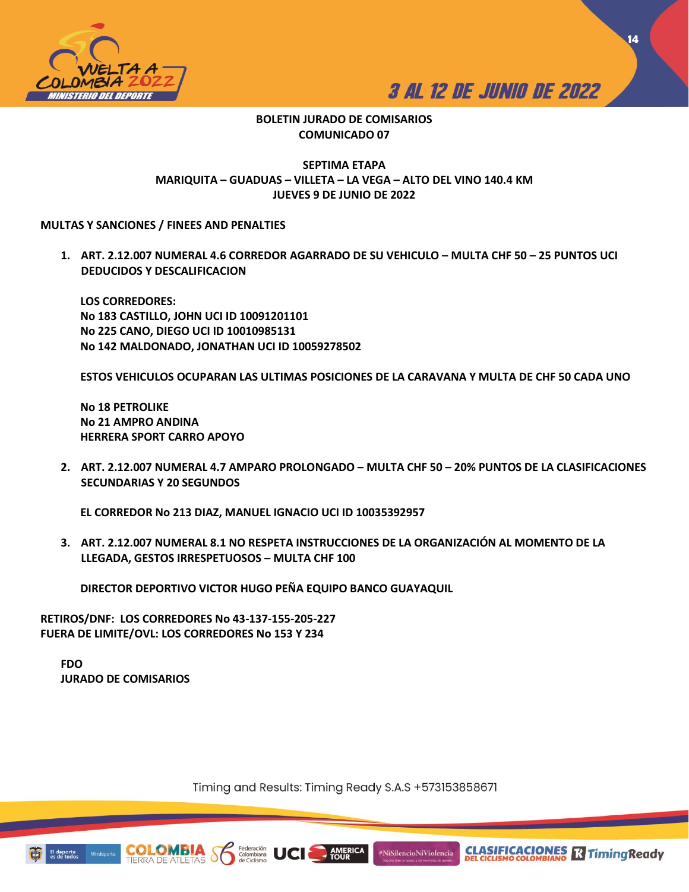**BOLETIN JURADO DE COMISARIOS**
**COMUNICADO 07**

**SEPTIMA ETAPA**
**MARIQUITA – GUADUAS – VILLETA – LA VEGA – ALTO DEL VINO 140.4 KM**
**JUEVES 9 DE JUNIO DE 2022**

**MULTAS Y SANCIONES / FINEES AND PENALTIES**

1. **ART. 2.12.007 NUMERAL 4.6 CORREDOR AGARRADO DE SU VEHICULO – MULTA CHF 50 – 25 PUNTOS UCI DEDUCIDOS Y DESCALIFICACION**

   **LOS CORREDORES:**
   **No 183 CASTILLO, JOHN UCI ID 10091201101**
   **No 225 CANO, DIEGO UCI ID 10010985131**
   **No 142 MALDONADO, JONATHAN UCI ID 10059278502**

   **ESTOS VEHICULOS OCUPARAN LAS ULTIMAS POSICIONES DE LA CARAVANA Y MULTA DE CHF 50 CADA UNO**

   **No 18 PETROLIKE**
   **No 21 AMPRO ANDINA**
   **HERRERA SPORT CARRO APOYO**

2. **ART. 2.12.007 NUMERAL 4.7 AMPARO PROLONGADO – MULTA CHF 50 – 20% PUNTOS DE LA CLASIFICACIONES SECUNDARIAS Y 20 SEGUNDOS**

   **EL CORREDOR No 213 DIAZ, MANUEL IGNACIO UCI ID 10035392957**

3. **ART. 2.12.007 NUMERAL 8.1 NO RESPETA INSTRUCCIONES DE LA ORGANIZACIÓN AL MOMENTO DE LA LLEGADA, GESTOS IRRESPETUOSOS – MULTA CHF 100**

   **DIRECTOR DEPORTIVO VICTOR HUGO PEÑA EQUIPO BANCO GUAYAQUIL**

**RETIROS/DNF: LOS CORREDORES No 43-137-155-205-227**
**FUERA DE LIMITE/OVL: LOS CORREDORES No 153 Y 234**

**FDO**
**JURADO DE COMISARIOS**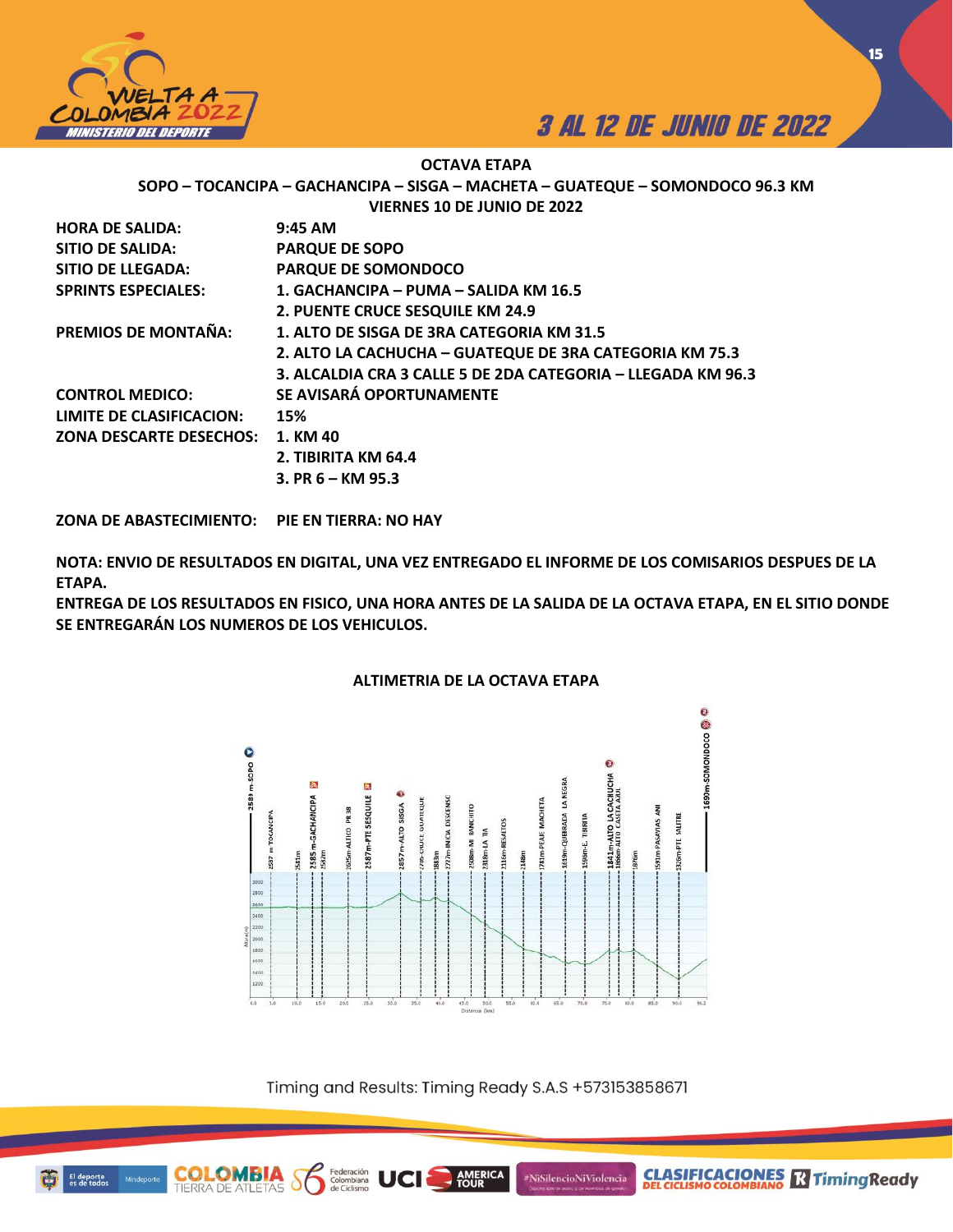## OCTAVA ETAPA

**SOPO – TOCANCIPA – GACHANCIPA – SISGA – MACHETA – GUATEQUE – SOMONDOCO 96.3 KM**

**VIERNES 10 DE JUNIO DE 2022**

| | |
|---|---|
| **HORA DE SALIDA:** | **9:45 AM** |
| **SITIO DE SALIDA:** | **PARQUE DE SOPO** |
| **SITIO DE LLEGADA:** | **PARQUE DE SOMONDOCO** |
| **SPRINTS ESPECIALES:** | **1. GACHANCIPA – PUMA – SALIDA KM 16.5** |
| | **2. PUENTE CRUCE SESQUILE KM 24.9** |
| **PREMIOS DE MONTAÑA:** | **1. ALTO DE SISGA DE 3RA CATEGORIA KM 31.5** |
| | **2. ALTO LA CACHUCHA – GUATEQUE DE 3RA CATEGORIA KM 75.3** |
| | **3. ALCALDIA CRA 3 CALLE 5 DE 2DA CATEGORIA – LLEGADA KM 96.3** |
| **CONTROL MEDICO:** | **SE AVISARÁ OPORTUNAMENTE** |
| **LIMITE DE CLASIFICACION:** | **15%** |
| **ZONA DESCARTE DESECHOS:** | **1. KM 40** |
| | **2. TIBIRITA KM 64.4** |
| | **3. PR 6 – KM 95.3** |

**ZONA DE ABASTECIMIENTO:** **PIE EN TIERRA: NO HAY**

**NOTA: ENVIO DE RESULTADOS EN DIGITAL, UNA VEZ ENTREGADO EL INFORME DE LOS COMISARIOS DESPUES DE LA ETAPA.**

**ENTREGA DE LOS RESULTADOS EN FISICO, UNA HORA ANTES DE LA SALIDA DE LA OCTAVA ETAPA, EN EL SITIO DONDE SE ENTREGARÁN LOS NUMEROS DE LOS VEHICULOS.**

**ALTIMETRIA DE LA OCTAVA ETAPA**

Timing and Results: Timing Ready S.A.S +573153858671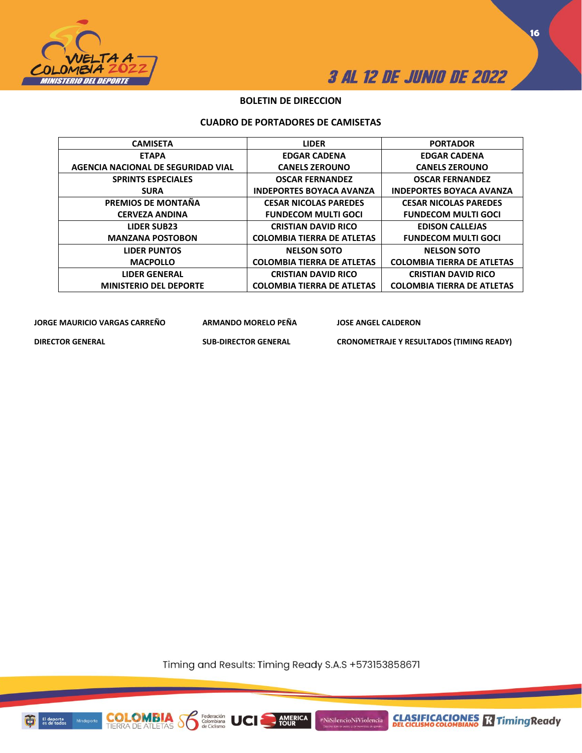## BOLETIN DE DIRECCION

### CUADRO DE PORTADORES DE CAMISETAS

| CAMISETA | LIDER | PORTADOR |
|---|---|---|
| ETAPA<br>AGENCIA NACIONAL DE SEGURIDAD VIAL | EDGAR CADENA<br>CANELS ZEROUNO | EDGAR CADENA<br>CANELS ZEROUNO |
| SPRINTS ESPECIALES<br>SURA | OSCAR FERNANDEZ<br>INDEPORTES BOYACA AVANZA | OSCAR FERNANDEZ<br>INDEPORTES BOYACA AVANZA |
| PREMIOS DE MONTAÑA<br>CERVEZA ANDINA | CESAR NICOLAS PAREDES<br>FUNDECOM MULTI GOCI | CESAR NICOLAS PAREDES<br>FUNDECOM MULTI GOCI |
| LIDER SUB23<br>MANZANA POSTOBON | CRISTIAN DAVID RICO<br>COLOMBIA TIERRA DE ATLETAS | EDISON CALLEJAS<br>FUNDECOM MULTI GOCI |
| LIDER PUNTOS<br>MACPOLLO | NELSON SOTO<br>COLOMBIA TIERRA DE ATLETAS | NELSON SOTO<br>COLOMBIA TIERRA DE ATLETAS |
| LIDER GENERAL<br>MINISTERIO DEL DEPORTE | CRISTIAN DAVID RICO<br>COLOMBIA TIERRA DE ATLETAS | CRISTIAN DAVID RICO<br>COLOMBIA TIERRA DE ATLETAS |

| JORGE MAURICIO VARGAS CARREÑO | ARMANDO MORELO PEÑA | JOSE ANGEL CALDERON |
|---|---|---|
| DIRECTOR GENERAL | SUB-DIRECTOR GENERAL | CRONOMETRAJE Y RESULTADOS (TIMING READY) |

Timing and Results: Timing Ready S.A.S +573153858671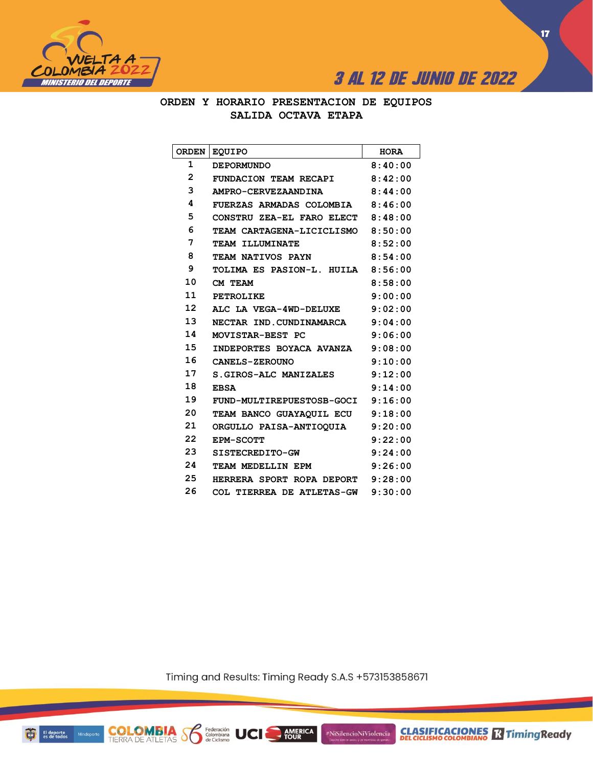# ORDEN Y HORARIO PRESENTACION DE EQUIPOS
## SALIDA OCTAVA ETAPA

| ORDEN | EQUIPO | HORA |
|---|---|---|
| 1 | DEPORMUNDO | 8:40:00 |
| 2 | FUNDACION TEAM RECAPI | 8:42:00 |
| 3 | AMPRO-CERVEZAANDINA | 8:44:00 |
| 4 | FUERZAS ARMADAS COLOMBIA | 8:46:00 |
| 5 | CONSTRU ZEA-EL FARO ELECT | 8:48:00 |
| 6 | TEAM CARTAGENA-LICICLISMO | 8:50:00 |
| 7 | TEAM ILLUMINATE | 8:52:00 |
| 8 | TEAM NATIVOS PAYN | 8:54:00 |
| 9 | TOLIMA ES PASION-L. HUILA | 8:56:00 |
| 10 | CM TEAM | 8:58:00 |
| 11 | PETROLIKE | 9:00:00 |
| 12 | ALC LA VEGA-4WD-DELUXE | 9:02:00 |
| 13 | NECTAR IND.CUNDINAMARCA | 9:04:00 |
| 14 | MOVISTAR-BEST PC | 9:06:00 |
| 15 | INDEPORTES BOYACA AVANZA | 9:08:00 |
| 16 | CANELS-ZEROUNO | 9:10:00 |
| 17 | S.GIROS-ALC MANIZALES | 9:12:00 |
| 18 | EBSA | 9:14:00 |
| 19 | FUND-MULTIREPUESTOSB-GOCI | 9:16:00 |
| 20 | TEAM BANCO GUAYAQUIL ECU | 9:18:00 |
| 21 | ORGULLO PAISA-ANTIOQUIA | 9:20:00 |
| 22 | EPM-SCOTT | 9:22:00 |
| 23 | SISTECREDITO-GW | 9:24:00 |
| 24 | TEAM MEDELLIN EPM | 9:26:00 |
| 25 | HERRERA SPORT ROPA DEPORT | 9:28:00 |
| 26 | COL TIERREA DE ATLETAS-GW | 9:30:00 |

Timing and Results: Timing Ready S.A.S +573153858671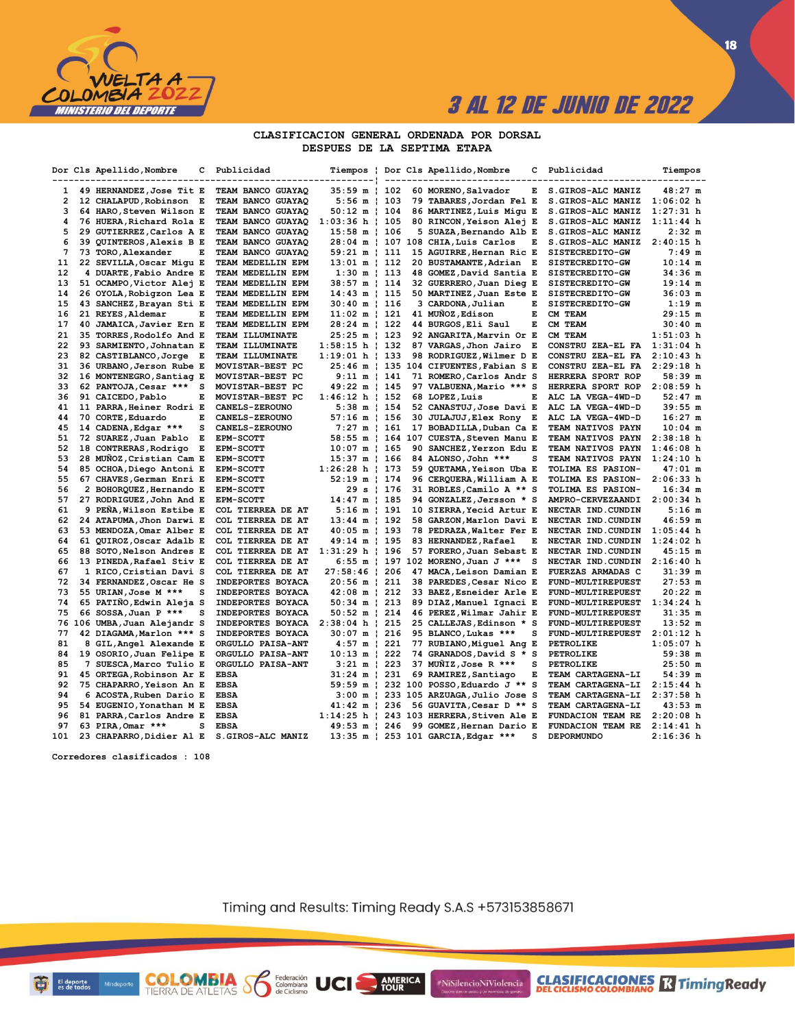**3 AL 12 DE JUNIO DE 2022**

## CLASIFICACION GENERAL ORDENADA POR DORSAL
### DESPUES DE LA SEPTIMA ETAPA

| Dor | Cls | Apellido,Nombre | C | Publicidad | Tiempos | Dor | Cls | Apellido,Nombre | C | Publicidad | Tiempos |
|---|---|---|---|---|---|---|---|---|---|---|---|
| 1 | 49 | HERNANDEZ,Jose Tit | E | TEAM BANCO GUAYAQ | 35:59 m | 102 | 60 | MORENO,Salvador | E | S.GIROS-ALC MANIZ | 48:27 m |
| 2 | 12 | CHALAPUD,Robinson | E | TEAM BANCO GUAYAQ | 5:56 m | 103 | 79 | TABARES,Jordan Fel | E | S.GIROS-ALC MANIZ | 1:06:02 h |
| 3 | 64 | HARO,Steven Wilson | E | TEAM BANCO GUAYAQ | 50:12 m | 104 | 86 | MARTINEZ,Luis Migu | E | S.GIROS-ALC MANIZ | 1:27:31 h |
| 4 | 76 | HUERA,Richard Rola | E | TEAM BANCO GUAYAQ | 1:03:36 h | 105 | 80 | RINCON,Yeison Alej | E | S.GIROS-ALC MANIZ | 1:11:44 h |
| 5 | 29 | GUTIERREZ,Carlos A | E | TEAM BANCO GUAYAQ | 15:58 m | 106 | 5 | SUAZA,Bernando Alb | E | S.GIROS-ALC MANIZ | 2:32 m |
| 6 | 39 | QUINTEROS,Alexis B | E | TEAM BANCO GUAYAQ | 28:04 m | 107 | 108 | CHIA,Luis Carlos | E | S.GIROS-ALC MANIZ | 2:40:15 h |
| 7 | 73 | TORO,Alexander | E | TEAM BANCO GUAYAQ | 59:21 m | 111 | 15 | AGUIRRE,Hernan Ric | E | SISTECREDITO-GW | 7:49 m |
| 11 | 22 | SEVILLA,Oscar Migu | E | TEAM MEDELLIN EPM | 13:01 m | 112 | 20 | BUSTAMANTE,Adrian | E | SISTECREDITO-GW | 10:14 m |
| 12 | 4 | DUARTE,Fabio Andre | E | TEAM MEDELLIN EPM | 1:30 m | 113 | 48 | GOMEZ,David Santia | E | SISTECREDITO-GW | 34:36 m |
| 13 | 51 | OCAMPO,Victor Alej | E | TEAM MEDELLIN EPM | 38:57 m | 114 | 32 | GUERRERO,Juan Dieg | E | SISTECREDITO-GW | 19:14 m |
| 14 | 26 | OYOLA,Robigzon Lea | E | TEAM MEDELLIN EPM | 14:43 m | 115 | 50 | MARTINEZ,Juan Este | E | SISTECREDITO-GW | 36:03 m |
| 15 | 43 | SANCHEZ,Brayan Sti | E | TEAM MEDELLIN EPM | 30:40 m | 116 | 3 | CARDONA,Julian | E | SISTECREDITO-GW | 1:19 m |
| 16 | 21 | REYES,Aldemar | E | TEAM MEDELLIN EPM | 11:02 m | 121 | 41 | MUÑOZ,Edison | E | CM TEAM | 29:15 m |
| 17 | 40 | JAMAICA,Javier Ern | E | TEAM MEDELLIN EPM | 28:24 m | 122 | 44 | BURGOS,Eli Saul | E | CM TEAM | 30:40 m |
| 21 | 35 | TORRES,Rodolfo And | E | TEAM ILLUMINATE | 25:25 m | 123 | 92 | ANGARITA,Marvin Or | E | CM TEAM | 1:51:03 h |
| 22 | 93 | SARMIENTO,Johnatan | E | TEAM ILLUMINATE | 1:58:15 h | 132 | 87 | VARGAS,Jhon Jairo | E | CONSTRU ZEA-EL FA | 1:31:04 h |
| 23 | 82 | CASTIBLANCO,Jorge | E | TEAM ILLUMINATE | 1:19:01 h | 133 | 98 | RODRIGUEZ,Wilmer D | E | CONSTRU ZEA-EL FA | 2:10:43 h |
| 31 | 36 | URBANO,Jerson Rube | E | MOVISTAR-BEST PC | 25:46 m | 135 | 104 | CIFUENTES,Fabian S | E | CONSTRU ZEA-EL FA | 2:29:18 h |
| 32 | 16 | MONTENEGRO,Santiag | E | MOVISTAR-BEST PC | 9:11 m | 141 | 71 | ROMERO,Carlos Andr | S | HERRERA SPORT ROP | 58:39 m |
| 33 | 62 | PANTOJA,Cesar *** | S | MOVISTAR-BEST PC | 49:22 m | 145 | 97 | VALBUENA,Mario *** | S | HERRERA SPORT ROP | 2:08:59 h |
| 36 | 91 | CAICEDO,Pablo | E | MOVISTAR-BEST PC | 1:46:12 h | 152 | 68 | LOPEZ,Luis | E | ALC LA VEGA-4WD-D | 52:47 m |
| 41 | 11 | PARRA,Heiner Rodri | E | CANELS-ZEROUNO | 5:38 m | 154 | 52 | CANASTUJ,Jose Davi | E | ALC LA VEGA-4WD-D | 39:55 m |
| 44 | 70 | CORTE,Eduardo | E | CANELS-ZEROUNO | 57:16 m | 156 | 30 | JULAJUJ,Elex Rony | E | ALC LA VEGA-4WD-D | 16:27 m |
| 45 | 14 | CADENA,Edgar *** | S | CANELS-ZEROUNO | 7:27 m | 161 | 17 | BOBADILLA,Duban Ca | E | TEAM NATIVOS PAYN | 10:04 m |
| 51 | 72 | SUAREZ,Juan Pablo | E | EPM-SCOTT | 58:55 m | 164 | 107 | CUESTA,Steven Manu | E | TEAM NATIVOS PAYN | 2:38:18 h |
| 52 | 18 | CONTRERAS,Rodrigo | E | EPM-SCOTT | 10:07 m | 165 | 90 | SANCHEZ,Yerzon Edu | E | TEAM NATIVOS PAYN | 1:46:08 h |
| 53 | 28 | MUÑOZ,Cristian Cam | E | EPM-SCOTT | 15:37 m | 166 | 84 | ALONSO,John *** | S | TEAM NATIVOS PAYN | 1:24:10 h |
| 54 | 85 | OCHOA,Diego Antoni | E | EPM-SCOTT | 1:26:28 h | 173 | 59 | QUETAMA,Yeison Uba | E | TOLIMA ES PASION- | 47:01 m |
| 55 | 67 | CHAVES,German Enri | E | EPM-SCOTT | 52:19 m | 174 | 96 | CERQUERA,William A | E | TOLIMA ES PASION- | 2:06:33 h |
| 56 | 2 | BOHORQUEZ,Hernando | E | EPM-SCOTT | 29 s | 176 | 31 | ROBLES,Camilo A ** | S | TOLIMA ES PASION- | 16:34 m |
| 57 | 27 | RODRIGUEZ,John And | E | EPM-SCOTT | 14:47 m | 185 | 94 | GONZALEZ,Jersson * | S | AMPRO-CERVEZAANDI | 2:00:34 h |
| 61 | 9 | PEÑA,Wilson Estibe | E | COL TIERREA DE AT | 5:16 m | 191 | 10 | SIERRA,Yecid Artur | E | NECTAR IND.CUNDIN | 5:16 m |
| 62 | 24 | ATAPUMA,Jhon Darwi | E | COL TIERREA DE AT | 13:44 m | 192 | 58 | GARZON,Marlon Davi | E | NECTAR IND.CUNDIN | 46:59 m |
| 63 | 53 | MENDOZA,Omar Alber | E | COL TIERREA DE AT | 40:05 m | 193 | 78 | PEDRAZA,Walter Fer | E | NECTAR IND.CUNDIN | 1:05:44 h |
| 64 | 61 | QUIROZ,Oscar Adalb | E | COL TIERREA DE AT | 49:14 m | 195 | 83 | HERNANDEZ,Rafael | E | NECTAR IND.CUNDIN | 1:24:02 h |
| 65 | 88 | SOTO,Nelson Andres | E | COL TIERREA DE AT | 1:31:29 h | 196 | 57 | FORERO,Juan Sebast | E | NECTAR IND.CUNDIN | 45:15 m |
| 66 | 13 | PINEDA,Rafael Stiv | E | COL TIERREA DE AT | 6:55 m | 197 | 102 | MORENO,Juan J *** | S | NECTAR IND.CUNDIN | 2:16:40 h |
| 67 | 1 | RICO,Cristian Davi | S | COL TIERREA DE AT | 27:58:46 | 206 | 47 | MACA,Leison Damian | E | FUERZAS ARMADAS C | 31:39 m |
| 72 | 34 | FERNANDEZ,Oscar He | S | INDEPORTES BOYACA | 20:56 m | 211 | 38 | PAREDES,Cesar Nico | E | FUND-MULTIREPUEST | 27:53 m |
| 73 | 55 | URIAN,Jose M *** | S | INDEPORTES BOYACA | 42:08 m | 212 | 33 | BAEZ,Esneider Arle | E | FUND-MULTIREPUEST | 20:22 m |
| 74 | 65 | PATIÑO,Edwin Aleja | S | INDEPORTES BOYACA | 50:34 m | 213 | 89 | DIAZ,Manuel Ignaci | E | FUND-MULTIREPUEST | 1:34:24 h |
| 75 | 66 | SOSSA,Juan P *** | S | INDEPORTES BOYACA | 50:52 m | 214 | 46 | PEREZ,Wilmar Jahir | E | FUND-MULTIREPUEST | 31:35 m |
| 76 | 106 | UMBA,Juan Alejandr | S | INDEPORTES BOYACA | 2:38:04 h | 215 | 25 | CALLEJAS,Edinson * | S | FUND-MULTIREPUEST | 13:52 m |
| 77 | 42 | DIAGAMA,Marlon *** | S | INDEPORTES BOYACA | 30:07 m | 216 | 95 | BLANCO,Lukas *** | S | FUND-MULTIREPUEST | 2:01:12 h |
| 81 | 8 | GIL,Angel Alexande | E | ORGULLO PAISA-ANT | 4:57 m | 221 | 77 | RUBIANO,Miguel Ang | E | PETROLIKE | 1:05:07 h |
| 84 | 19 | OSORIO,Juan Felipe | E | ORGULLO PAISA-ANT | 10:13 m | 222 | 74 | GRANADOS,David S * | S | PETROLIKE | 59:38 m |
| 85 | 7 | SUESCA,Marco Tulio | E | ORGULLO PAISA-ANT | 3:21 m | 223 | 37 | MUÑIZ,Jose R *** | S | PETROLIKE | 25:50 m |
| 91 | 45 | ORTEGA,Robinson Ar | E | EBSA | 31:24 m | 231 | 69 | RAMIREZ,Santiago | E | TEAM CARTAGENA-LI | 54:39 m |
| 92 | 75 | CHAPARRO,Yeison An | E | EBSA | 59:59 m | 232 | 100 | POSSO,Eduardo J ** | S | TEAM CARTAGENA-LI | 2:15:44 h |
| 94 | 6 | ACOSTA,Ruben Dario | E | EBSA | 3:00 m | 233 | 105 | ARZUAGA,Julio Jose | S | TEAM CARTAGENA-LI | 2:37:58 h |
| 95 | 54 | EUGENIO,Yonathan M | E | EBSA | 41:42 m | 236 | 56 | GUAVITA,Cesar D ** | S | TEAM CARTAGENA-LI | 43:53 m |
| 96 | 81 | PARRA,Carlos Andre | E | EBSA | 1:14:25 h | 243 | 103 | HERRERA,Stiven Ale | E | FUNDACION TEAM RE | 2:20:08 h |
| 97 | 63 | PIRA,Omar *** | S | EBSA | 49:53 m | 246 | 99 | GOMEZ,Hernan Dario | E | FUNDACION TEAM RE | 2:14:41 h |
| 101 | 23 | CHAPARRO,Didier Al | E | S.GIROS-ALC MANIZ | 13:35 m | 253 | 101 | GARCIA,Edgar *** | S | DEPORMUNDO | 2:16:36 h |

Corredores clasificados : 108

Timing and Results: Timing Ready S.A.S +573153858671